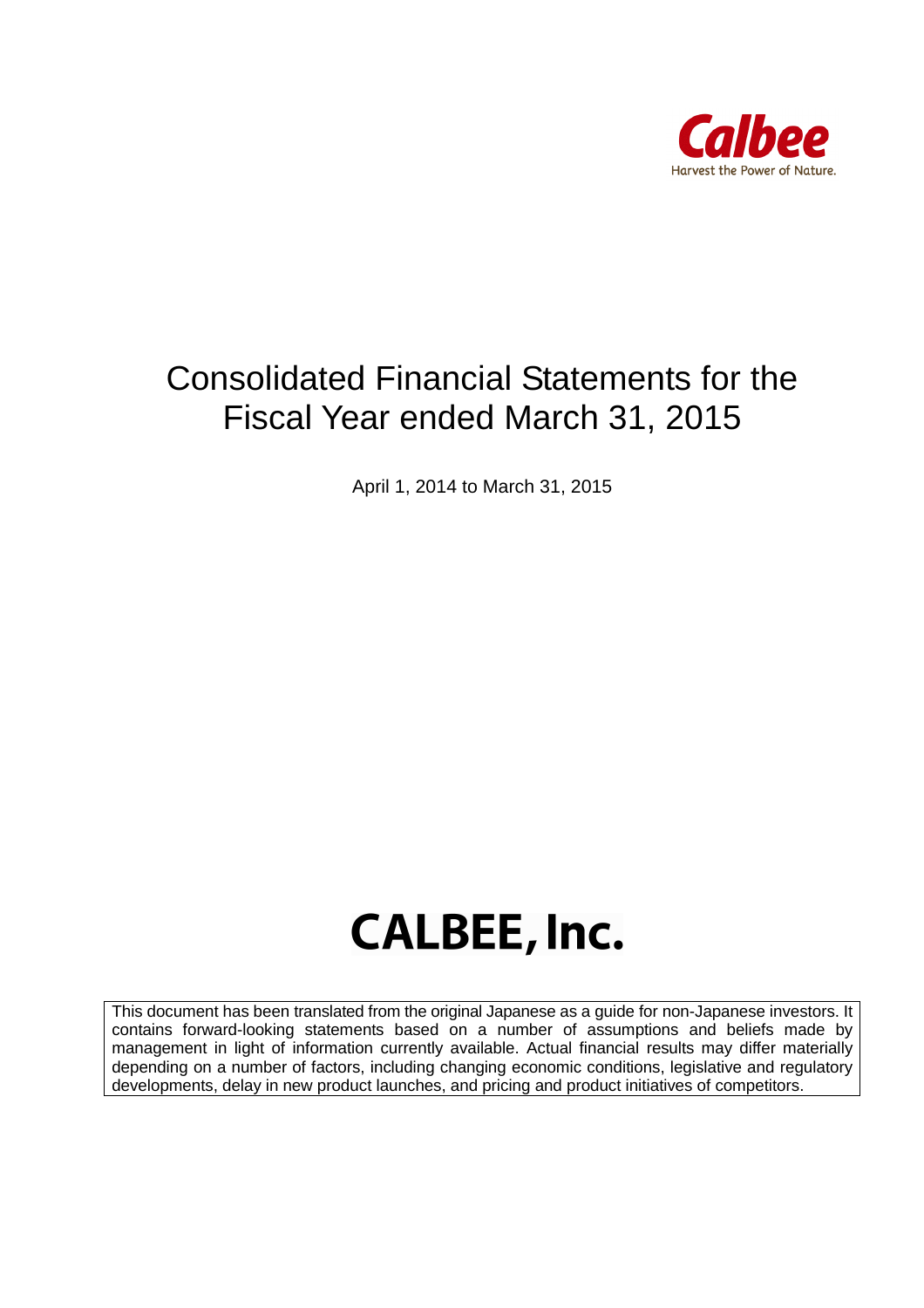Calbee
Harvest the Power of Nature.

# Consolidated Financial Statements for the Fiscal Year ended March 31, 2015

April 1, 2014 to March 31, 2015

**CALBEE, Inc.**

This document has been translated from the original Japanese as a guide for non-Japanese investors. It contains forward-looking statements based on a number of assumptions and beliefs made by management in light of information currently available. Actual financial results may differ materially depending on a number of factors, including changing economic conditions, legislative and regulatory developments, delay in new product launches, and pricing and product initiatives of competitors.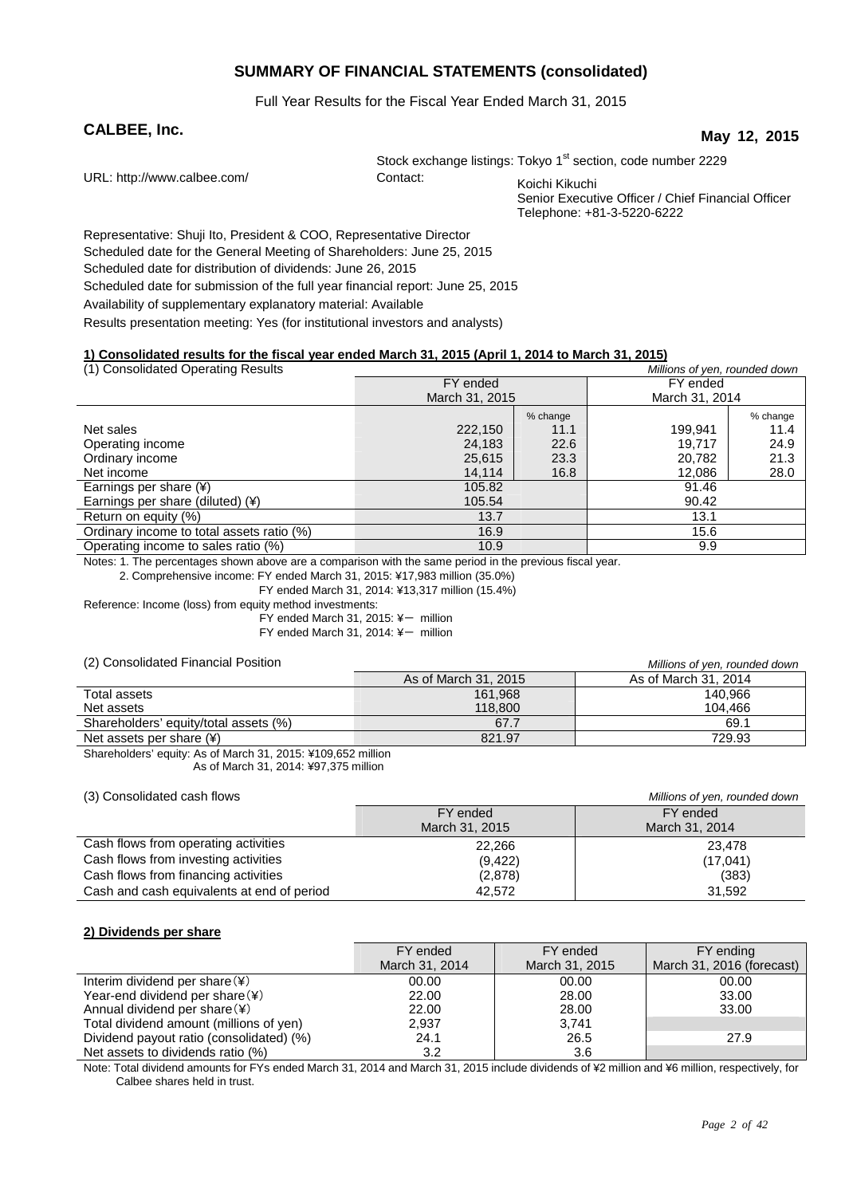# SUMMARY OF FINANCIAL STATEMENTS (consolidated)

Full Year Results for the Fiscal Year Ended March 31, 2015

## CALBEE, Inc.

**May 12, 2015**

Stock exchange listings: Tokyo 1st section, code number 2229

URL: http://www.calbee.com/

Contact: Koichi Kikuchi
Senior Executive Officer / Chief Financial Officer
Telephone: +81-3-5220-6222

Representative: Shuji Ito, President & COO, Representative Director
Scheduled date for the General Meeting of Shareholders: June 25, 2015
Scheduled date for distribution of dividends: June 26, 2015
Scheduled date for submission of the full year financial report: June 25, 2015
Availability of supplementary explanatory material: Available
Results presentation meeting: Yes (for institutional investors and analysts)

### 1) Consolidated results for the fiscal year ended March 31, 2015 (April 1, 2014 to March 31, 2015)

(1) Consolidated Operating Results

*Millions of yen, rounded down*

| | FY ended March 31, 2015 | | FY ended March 31, 2014 | |
|---|---|---|---|---|
| | | % change | | % change |
| Net sales | 222,150 | 11.1 | 199,941 | 11.4 |
| Operating income | 24,183 | 22.6 | 19,717 | 24.9 |
| Ordinary income | 25,615 | 23.3 | 20,782 | 21.3 |
| Net income | 14,114 | 16.8 | 12,086 | 28.0 |
| Earnings per share (¥) | 105.82 | | 91.46 | |
| Earnings per share (diluted) (¥) | 105.54 | | 90.42 | |
| Return on equity (%) | 13.7 | | 13.1 | |
| Ordinary income to total assets ratio (%) | 16.9 | | 15.6 | |
| Operating income to sales ratio (%) | 10.9 | | 9.9 | |

Notes: 1. The percentages shown above are a comparison with the same period in the previous fiscal year.
2. Comprehensive income: FY ended March 31, 2015: ¥17,983 million (35.0%)
FY ended March 31, 2014: ¥13,317 million (15.4%)

Reference: Income (loss) from equity method investments:
FY ended March 31, 2015: ¥ー million
FY ended March 31, 2014: ¥ー million

(2) Consolidated Financial Position

*Millions of yen, rounded down*

| | As of March 31, 2015 | As of March 31, 2014 |
|---|---|---|
| Total assets | 161,968 | 140,966 |
| Net assets | 118,800 | 104,466 |
| Shareholders' equity/total assets (%) | 67.7 | 69.1 |
| Net assets per share (¥) | 821.97 | 729.93 |

Shareholders' equity: As of March 31, 2015: ¥109,652 million
As of March 31, 2014: ¥97,375 million

(3) Consolidated cash flows

*Millions of yen, rounded down*

| | FY ended March 31, 2015 | FY ended March 31, 2014 |
|---|---|---|
| Cash flows from operating activities | 22,266 | 23,478 |
| Cash flows from investing activities | (9,422) | (17,041) |
| Cash flows from financing activities | (2,878) | (383) |
| Cash and cash equivalents at end of period | 42,572 | 31,592 |

### 2) Dividends per share

| | FY ended March 31, 2014 | FY ended March 31, 2015 | FY ending March 31, 2016 (forecast) |
|---|---|---|---|
| Interim dividend per share (¥) | 00.00 | 00.00 | 00.00 |
| Year-end dividend per share (¥) | 22.00 | 28.00 | 33.00 |
| Annual dividend per share (¥) | 22.00 | 28.00 | 33.00 |
| Total dividend amount (millions of yen) | 2,937 | 3,741 | |
| Dividend payout ratio (consolidated) (%) | 24.1 | 26.5 | 27.9 |
| Net assets to dividends ratio (%) | 3.2 | 3.6 | |

Note: Total dividend amounts for FYs ended March 31, 2014 and March 31, 2015 include dividends of ¥2 million and ¥6 million, respectively, for Calbee shares held in trust.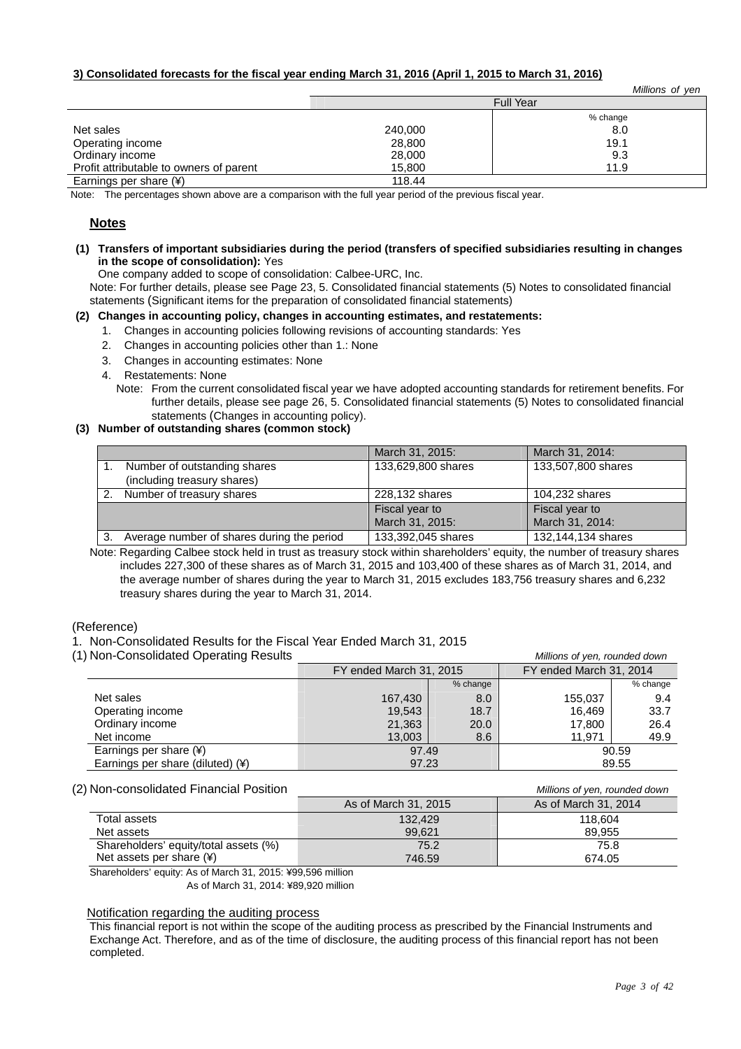### 3) Consolidated forecasts for the fiscal year ending March 31, 2016 (April 1, 2015 to March 31, 2016)

*Millions of yen*

| | Full Year | |
|---|---|---|
| | | % change |
| Net sales | 240,000 | 8.0 |
| Operating income | 28,800 | 19.1 |
| Ordinary income | 28,000 | 9.3 |
| Profit attributable to owners of parent | 15,800 | 11.9 |
| Earnings per share (¥) | 118.44 | |

Note: The percentages shown above are a comparison with the full year period of the previous fiscal year.

## Notes

**(1) Transfers of important subsidiaries during the period (transfers of specified subsidiaries resulting in changes in the scope of consolidation):** Yes

One company added to scope of consolidation: Calbee-URC, Inc.

Note: For further details, please see Page 23, 5. Consolidated financial statements (5) Notes to consolidated financial statements (Significant items for the preparation of consolidated financial statements)

**(2) Changes in accounting policy, changes in accounting estimates, and restatements:**

1. Changes in accounting policies following revisions of accounting standards: Yes
2. Changes in accounting policies other than 1.: None
3. Changes in accounting estimates: None
4. Restatements: None

Note: From the current consolidated fiscal year we have adopted accounting standards for retirement benefits. For further details, please see page 26, 5. Consolidated financial statements (5) Notes to consolidated financial statements (Changes in accounting policy).

**(3) Number of outstanding shares (common stock)**

| | March 31, 2015: | March 31, 2014: |
|---|---|---|
| 1. Number of outstanding shares (including treasury shares) | 133,629,800 shares | 133,507,800 shares |
| 2. Number of treasury shares | 228,132 shares | 104,232 shares |
| | Fiscal year to March 31, 2015: | Fiscal year to March 31, 2014: |
| 3. Average number of shares during the period | 133,392,045 shares | 132,144,134 shares |

Note: Regarding Calbee stock held in trust as treasury stock within shareholders' equity, the number of treasury shares includes 227,300 of these shares as of March 31, 2015 and 103,400 of these shares as of March 31, 2014, and the average number of shares during the year to March 31, 2015 excludes 183,756 treasury shares and 6,232 treasury shares during the year to March 31, 2014.

(Reference)

1. Non-Consolidated Results for the Fiscal Year Ended March 31, 2015

(1) Non-Consolidated Operating Results

*Millions of yen, rounded down*

| | FY ended March 31, 2015 | | FY ended March 31, 2014 | |
|---|---|---|---|---|
| | | % change | | % change |
| Net sales | 167,430 | 8.0 | 155,037 | 9.4 |
| Operating income | 19,543 | 18.7 | 16,469 | 33.7 |
| Ordinary income | 21,363 | 20.0 | 17,800 | 26.4 |
| Net income | 13,003 | 8.6 | 11,971 | 49.9 |
| Earnings per share (¥) | 97.49 | | 90.59 | |
| Earnings per share (diluted) (¥) | 97.23 | | 89.55 | |

(2) Non-consolidated Financial Position

*Millions of yen, rounded down*

| | As of March 31, 2015 | As of March 31, 2014 |
|---|---|---|
| Total assets | 132,429 | 118,604 |
| Net assets | 99,621 | 89,955 |
| Shareholders' equity/total assets (%) | 75.2 | 75.8 |
| Net assets per share (¥) | 746.59 | 674.05 |

Shareholders' equity: As of March 31, 2015: ¥99,596 million
As of March 31, 2014: ¥89,920 million

Notification regarding the auditing process

This financial report is not within the scope of the auditing process as prescribed by the Financial Instruments and Exchange Act. Therefore, and as of the time of disclosure, the auditing process of this financial report has not been completed.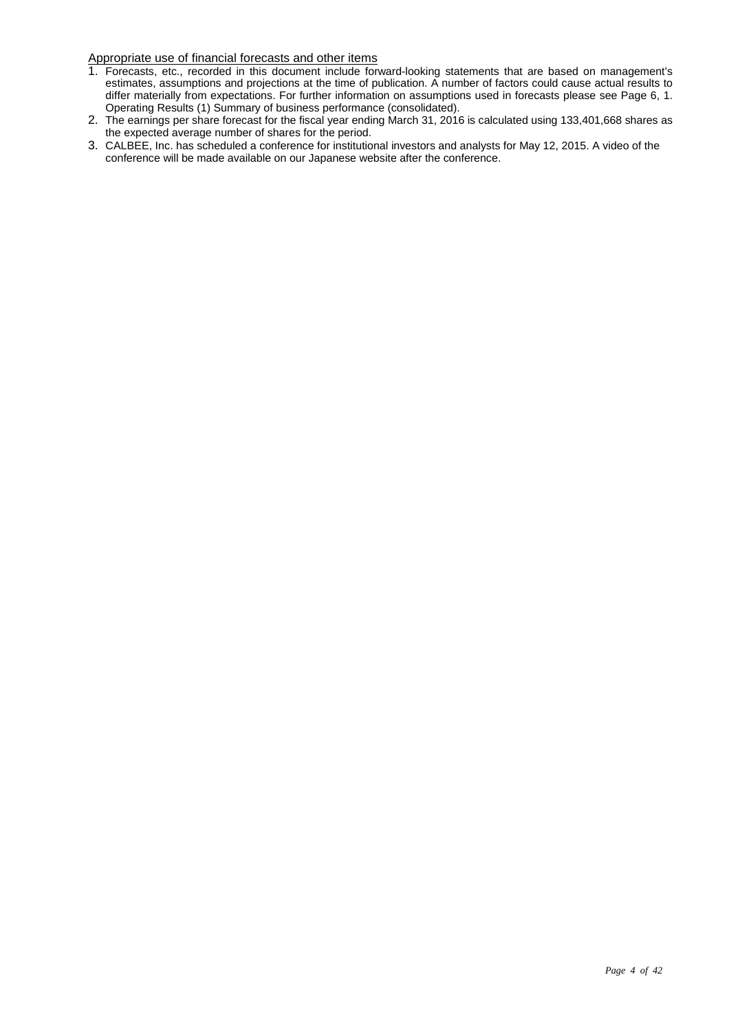Appropriate use of financial forecasts and other items

1. Forecasts, etc., recorded in this document include forward-looking statements that are based on management's estimates, assumptions and projections at the time of publication. A number of factors could cause actual results to differ materially from expectations. For further information on assumptions used in forecasts please see Page 6, 1. Operating Results (1) Summary of business performance (consolidated).
2. The earnings per share forecast for the fiscal year ending March 31, 2016 is calculated using 133,401,668 shares as the expected average number of shares for the period.
3. CALBEE, Inc. has scheduled a conference for institutional investors and analysts for May 12, 2015. A video of the conference will be made available on our Japanese website after the conference.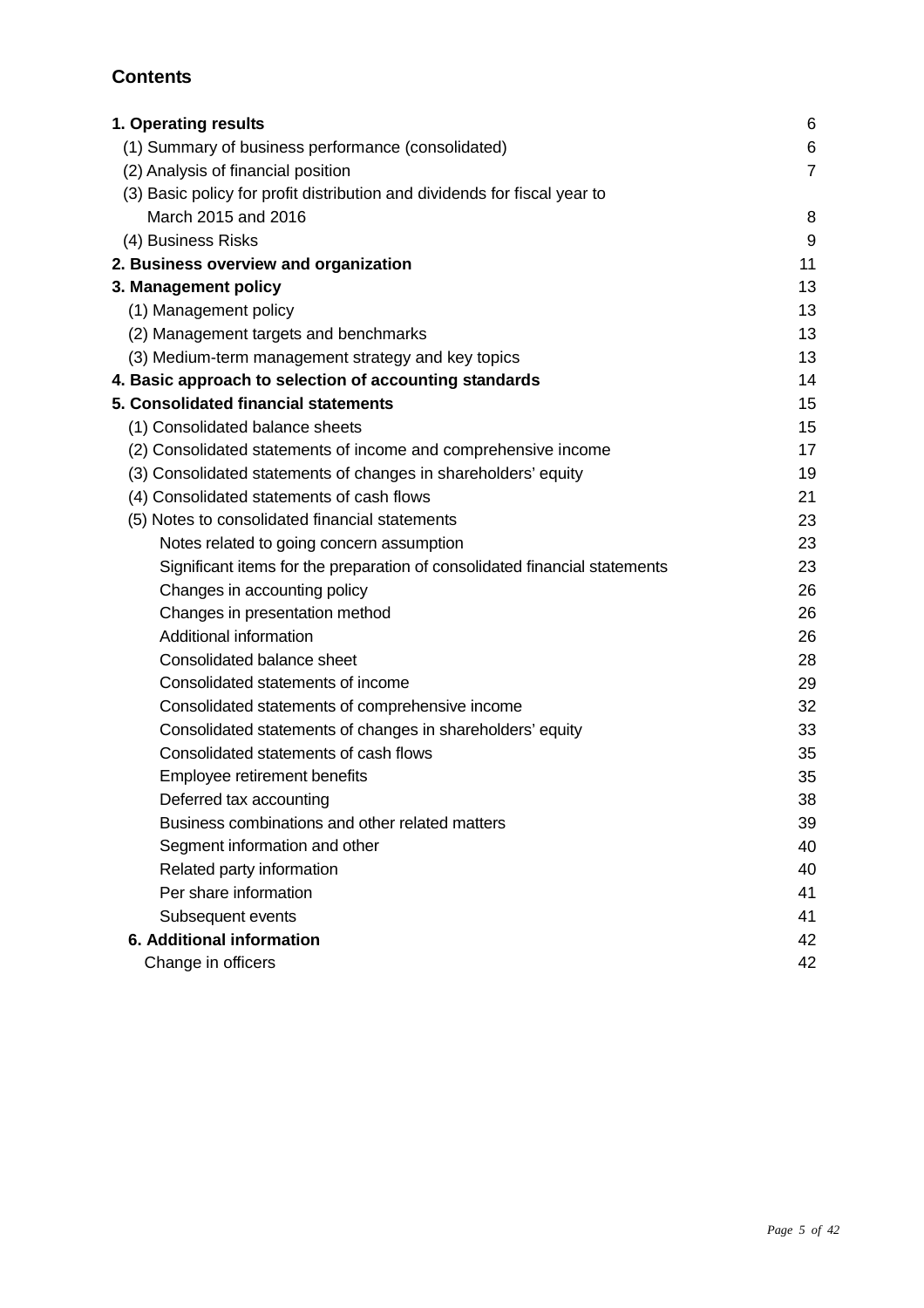## Contents

| | |
|---|---|
| **1. Operating results** | 6 |
| (1) Summary of business performance (consolidated) | 6 |
| (2) Analysis of financial position | 7 |
| (3) Basic policy for profit distribution and dividends for fiscal year to March 2015 and 2016 | 8 |
| (4) Business Risks | 9 |
| **2. Business overview and organization** | 11 |
| **3. Management policy** | 13 |
| (1) Management policy | 13 |
| (2) Management targets and benchmarks | 13 |
| (3) Medium-term management strategy and key topics | 13 |
| **4. Basic approach to selection of accounting standards** | 14 |
| **5. Consolidated financial statements** | 15 |
| (1) Consolidated balance sheets | 15 |
| (2) Consolidated statements of income and comprehensive income | 17 |
| (3) Consolidated statements of changes in shareholders' equity | 19 |
| (4) Consolidated statements of cash flows | 21 |
| (5) Notes to consolidated financial statements | 23 |
| Notes related to going concern assumption | 23 |
| Significant items for the preparation of consolidated financial statements | 23 |
| Changes in accounting policy | 26 |
| Changes in presentation method | 26 |
| Additional information | 26 |
| Consolidated balance sheet | 28 |
| Consolidated statements of income | 29 |
| Consolidated statements of comprehensive income | 32 |
| Consolidated statements of changes in shareholders' equity | 33 |
| Consolidated statements of cash flows | 35 |
| Employee retirement benefits | 35 |
| Deferred tax accounting | 38 |
| Business combinations and other related matters | 39 |
| Segment information and other | 40 |
| Related party information | 40 |
| Per share information | 41 |
| Subsequent events | 41 |
| **6. Additional information** | 42 |
| Change in officers | 42 |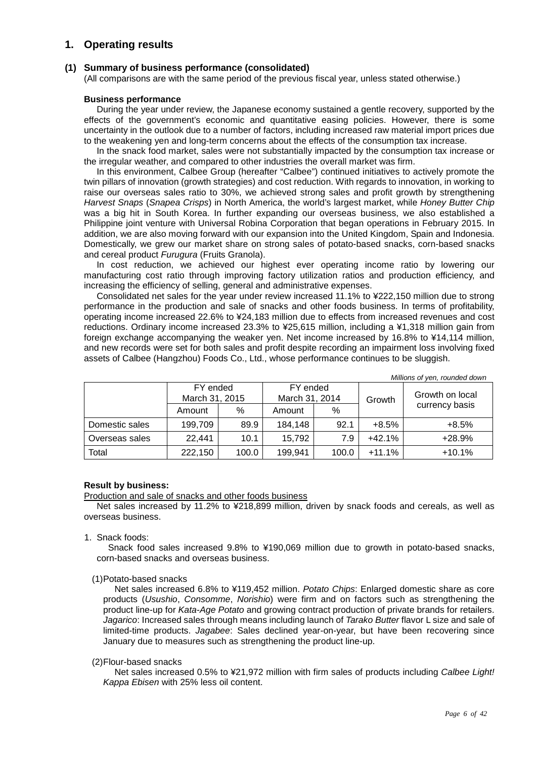## 1. Operating results

### (1) Summary of business performance (consolidated)

(All comparisons are with the same period of the previous fiscal year, unless stated otherwise.)

**Business performance**

During the year under review, the Japanese economy sustained a gentle recovery, supported by the effects of the government's economic and quantitative easing policies. However, there is some uncertainty in the outlook due to a number of factors, including increased raw material import prices due to the weakening yen and long-term concerns about the effects of the consumption tax increase.

In the snack food market, sales were not substantially impacted by the consumption tax increase or the irregular weather, and compared to other industries the overall market was firm.

In this environment, Calbee Group (hereafter "Calbee") continued initiatives to actively promote the twin pillars of innovation (growth strategies) and cost reduction. With regards to innovation, in working to raise our overseas sales ratio to 30%, we achieved strong sales and profit growth by strengthening *Harvest Snaps* (*Snapea Crisps*) in North America, the world's largest market, while *Honey Butter Chip* was a big hit in South Korea. In further expanding our overseas business, we also established a Philippine joint venture with Universal Robina Corporation that began operations in February 2015. In addition, we are also moving forward with our expansion into the United Kingdom, Spain and Indonesia. Domestically, we grew our market share on strong sales of potato-based snacks, corn-based snacks and cereal product *Furugura* (Fruits Granola).

In cost reduction, we achieved our highest ever operating income ratio by lowering our manufacturing cost ratio through improving factory utilization ratios and production efficiency, and increasing the efficiency of selling, general and administrative expenses.

Consolidated net sales for the year under review increased 11.1% to ¥222,150 million due to strong performance in the production and sale of snacks and other foods business. In terms of profitability, operating income increased 22.6% to ¥24,183 million due to effects from increased revenues and cost reductions. Ordinary income increased 23.3% to ¥25,615 million, including a ¥1,318 million gain from foreign exchange accompanying the weaker yen. Net income increased by 16.8% to ¥14,114 million, and new records were set for both sales and profit despite recording an impairment loss involving fixed assets of Calbee (Hangzhou) Foods Co., Ltd., whose performance continues to be sluggish.

*Millions of yen, rounded down*

| | FY ended March 31, 2015 | | FY ended March 31, 2014 | | Growth | Growth on local currency basis |
|---|---|---|---|---|---|---|
| | Amount | % | Amount | % | | |
| Domestic sales | 199,709 | 89.9 | 184,148 | 92.1 | +8.5% | +8.5% |
| Overseas sales | 22,441 | 10.1 | 15,792 | 7.9 | +42.1% | +28.9% |
| Total | 222,150 | 100.0 | 199,941 | 100.0 | +11.1% | +10.1% |

**Result by business:**

Production and sale of snacks and other foods business

Net sales increased by 11.2% to ¥218,899 million, driven by snack foods and cereals, as well as overseas business.

1. Snack foods:

   Snack food sales increased 9.8% to ¥190,069 million due to growth in potato-based snacks, corn-based snacks and overseas business.

   (1) Potato-based snacks

   Net sales increased 6.8% to ¥119,452 million. *Potato Chips*: Enlarged domestic share as core products (*Usushio*, *Consomme*, *Norishio*) were firm and on factors such as strengthening the product line-up for *Kata-Age Potato* and growing contract production of private brands for retailers. *Jagarico*: Increased sales through means including launch of *Tarako Butter* flavor L size and sale of limited-time products. *Jagabee*: Sales declined year-on-year, but have been recovering since January due to measures such as strengthening the product line-up.

   (2) Flour-based snacks

   Net sales increased 0.5% to ¥21,972 million with firm sales of products including *Calbee Light! Kappa Ebisen* with 25% less oil content.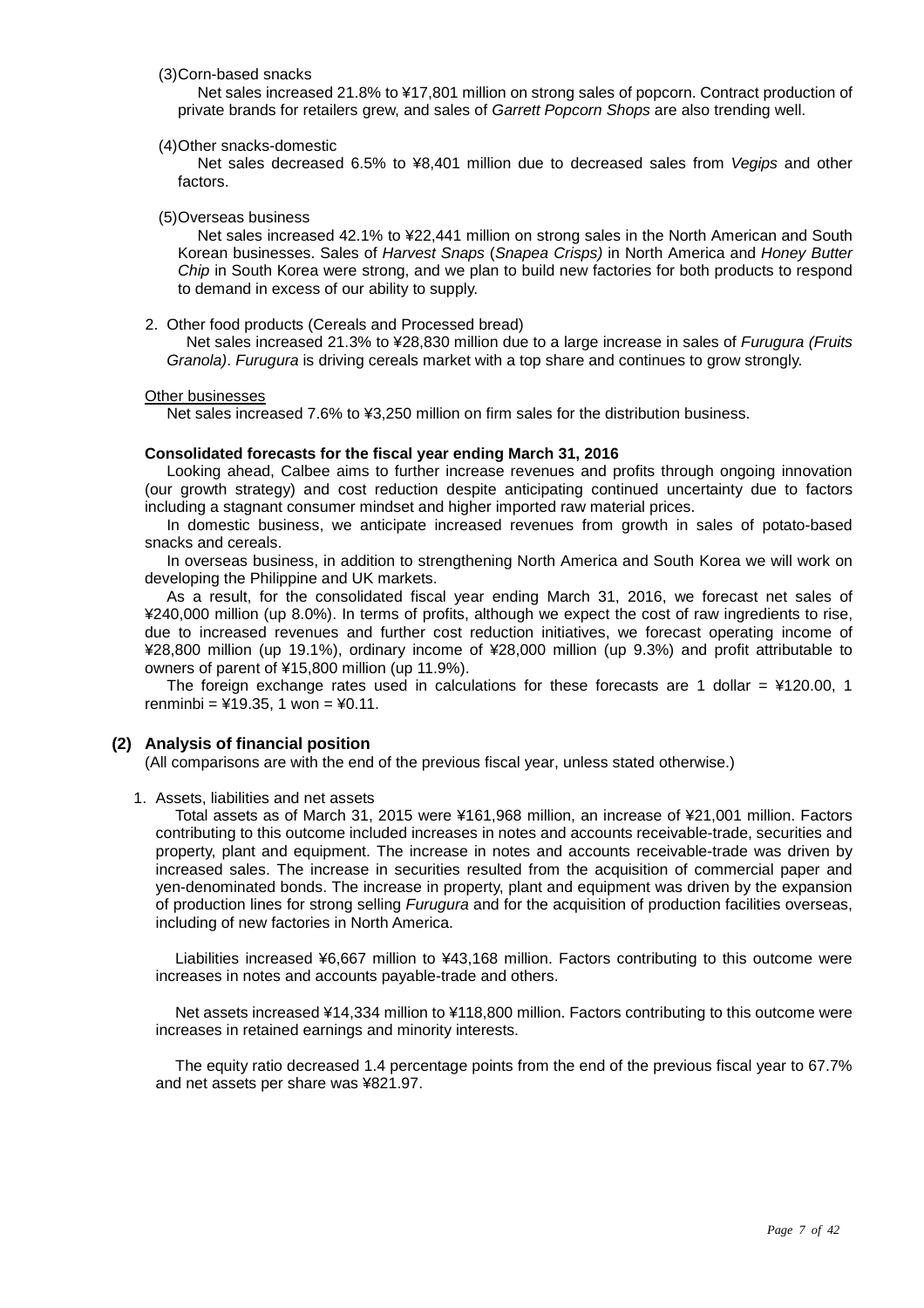(3) Corn-based snacks

Net sales increased 21.8% to ¥17,801 million on strong sales of popcorn. Contract production of private brands for retailers grew, and sales of *Garrett Popcorn Shops* are also trending well.

(4) Other snacks-domestic

Net sales decreased 6.5% to ¥8,401 million due to decreased sales from *Vegips* and other factors.

(5) Overseas business

Net sales increased 42.1% to ¥22,441 million on strong sales in the North American and South Korean businesses. Sales of *Harvest Snaps* (*Snapea Crisps)* in North America and *Honey Butter Chip* in South Korea were strong, and we plan to build new factories for both products to respond to demand in excess of our ability to supply.

2. Other food products (Cereals and Processed bread)

Net sales increased 21.3% to ¥28,830 million due to a large increase in sales of *Furugura (Fruits Granola)*. *Furugura* is driving cereals market with a top share and continues to grow strongly.

Other businesses

Net sales increased 7.6% to ¥3,250 million on firm sales for the distribution business.

**Consolidated forecasts for the fiscal year ending March 31, 2016**

Looking ahead, Calbee aims to further increase revenues and profits through ongoing innovation (our growth strategy) and cost reduction despite anticipating continued uncertainty due to factors including a stagnant consumer mindset and higher imported raw material prices.

In domestic business, we anticipate increased revenues from growth in sales of potato-based snacks and cereals.

In overseas business, in addition to strengthening North America and South Korea we will work on developing the Philippine and UK markets.

As a result, for the consolidated fiscal year ending March 31, 2016, we forecast net sales of ¥240,000 million (up 8.0%). In terms of profits, although we expect the cost of raw ingredients to rise, due to increased revenues and further cost reduction initiatives, we forecast operating income of ¥28,800 million (up 19.1%), ordinary income of ¥28,000 million (up 9.3%) and profit attributable to owners of parent of ¥15,800 million (up 11.9%).

The foreign exchange rates used in calculations for these forecasts are 1 dollar = ¥120.00, 1 renminbi = ¥19.35, 1 won = ¥0.11.

## (2) Analysis of financial position

(All comparisons are with the end of the previous fiscal year, unless stated otherwise.)

1. Assets, liabilities and net assets

Total assets as of March 31, 2015 were ¥161,968 million, an increase of ¥21,001 million. Factors contributing to this outcome included increases in notes and accounts receivable-trade, securities and property, plant and equipment. The increase in notes and accounts receivable-trade was driven by increased sales. The increase in securities resulted from the acquisition of commercial paper and yen-denominated bonds. The increase in property, plant and equipment was driven by the expansion of production lines for strong selling *Furugura* and for the acquisition of production facilities overseas, including of new factories in North America.

Liabilities increased ¥6,667 million to ¥43,168 million. Factors contributing to this outcome were increases in notes and accounts payable-trade and others.

Net assets increased ¥14,334 million to ¥118,800 million. Factors contributing to this outcome were increases in retained earnings and minority interests.

The equity ratio decreased 1.4 percentage points from the end of the previous fiscal year to 67.7% and net assets per share was ¥821.97.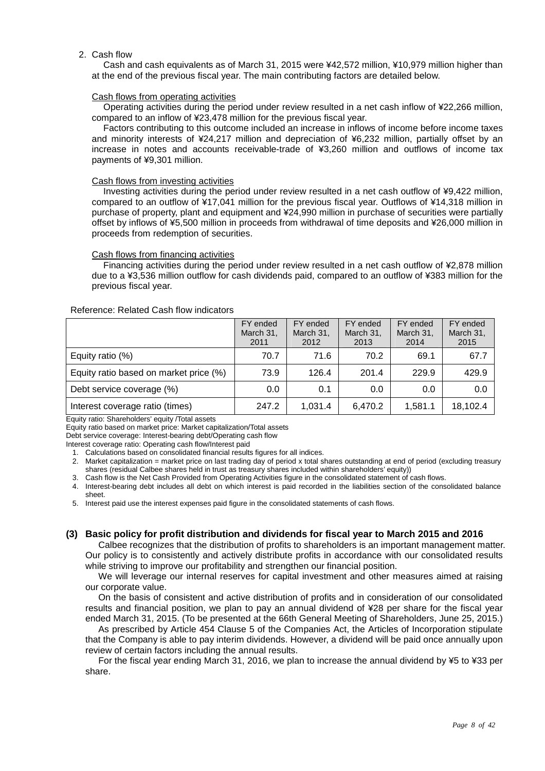2. Cash flow

Cash and cash equivalents as of March 31, 2015 were ¥42,572 million, ¥10,979 million higher than at the end of the previous fiscal year. The main contributing factors are detailed below.

Cash flows from operating activities

Operating activities during the period under review resulted in a net cash inflow of ¥22,266 million, compared to an inflow of ¥23,478 million for the previous fiscal year.

Factors contributing to this outcome included an increase in inflows of income before income taxes and minority interests of ¥24,217 million and depreciation of ¥6,232 million, partially offset by an increase in notes and accounts receivable-trade of ¥3,260 million and outflows of income tax payments of ¥9,301 million.

Cash flows from investing activities

Investing activities during the period under review resulted in a net cash outflow of ¥9,422 million, compared to an outflow of ¥17,041 million for the previous fiscal year. Outflows of ¥14,318 million in purchase of property, plant and equipment and ¥24,990 million in purchase of securities were partially offset by inflows of ¥5,500 million in proceeds from withdrawal of time deposits and ¥26,000 million in proceeds from redemption of securities.

Cash flows from financing activities

Financing activities during the period under review resulted in a net cash outflow of ¥2,878 million due to a ¥3,536 million outflow for cash dividends paid, compared to an outflow of ¥383 million for the previous fiscal year.

Reference: Related Cash flow indicators

| | FY ended March 31, 2011 | FY ended March 31, 2012 | FY ended March 31, 2013 | FY ended March 31, 2014 | FY ended March 31, 2015 |
|---|---|---|---|---|---|
| Equity ratio (%) | 70.7 | 71.6 | 70.2 | 69.1 | 67.7 |
| Equity ratio based on market price (%) | 73.9 | 126.4 | 201.4 | 229.9 | 429.9 |
| Debt service coverage (%) | 0.0 | 0.1 | 0.0 | 0.0 | 0.0 |
| Interest coverage ratio (times) | 247.2 | 1,031.4 | 6,470.2 | 1,581.1 | 18,102.4 |

Equity ratio: Shareholders' equity /Total assets
Equity ratio based on market price: Market capitalization/Total assets
Debt service coverage: Interest-bearing debt/Operating cash flow
Interest coverage ratio: Operating cash flow/Interest paid

1. Calculations based on consolidated financial results figures for all indices.
2. Market capitalization = market price on last trading day of period x total shares outstanding at end of period (excluding treasury shares (residual Calbee shares held in trust as treasury shares included within shareholders' equity))
3. Cash flow is the Net Cash Provided from Operating Activities figure in the consolidated statement of cash flows.
4. Interest-bearing debt includes all debt on which interest is paid recorded in the liabilities section of the consolidated balance sheet.
5. Interest paid use the interest expenses paid figure in the consolidated statements of cash flows.

### (3) Basic policy for profit distribution and dividends for fiscal year to March 2015 and 2016

Calbee recognizes that the distribution of profits to shareholders is an important management matter. Our policy is to consistently and actively distribute profits in accordance with our consolidated results while striving to improve our profitability and strengthen our financial position.

We will leverage our internal reserves for capital investment and other measures aimed at raising our corporate value.

On the basis of consistent and active distribution of profits and in consideration of our consolidated results and financial position, we plan to pay an annual dividend of ¥28 per share for the fiscal year ended March 31, 2015. (To be presented at the 66th General Meeting of Shareholders, June 25, 2015.)

As prescribed by Article 454 Clause 5 of the Companies Act, the Articles of Incorporation stipulate that the Company is able to pay interim dividends. However, a dividend will be paid once annually upon review of certain factors including the annual results.

For the fiscal year ending March 31, 2016, we plan to increase the annual dividend by ¥5 to ¥33 per share.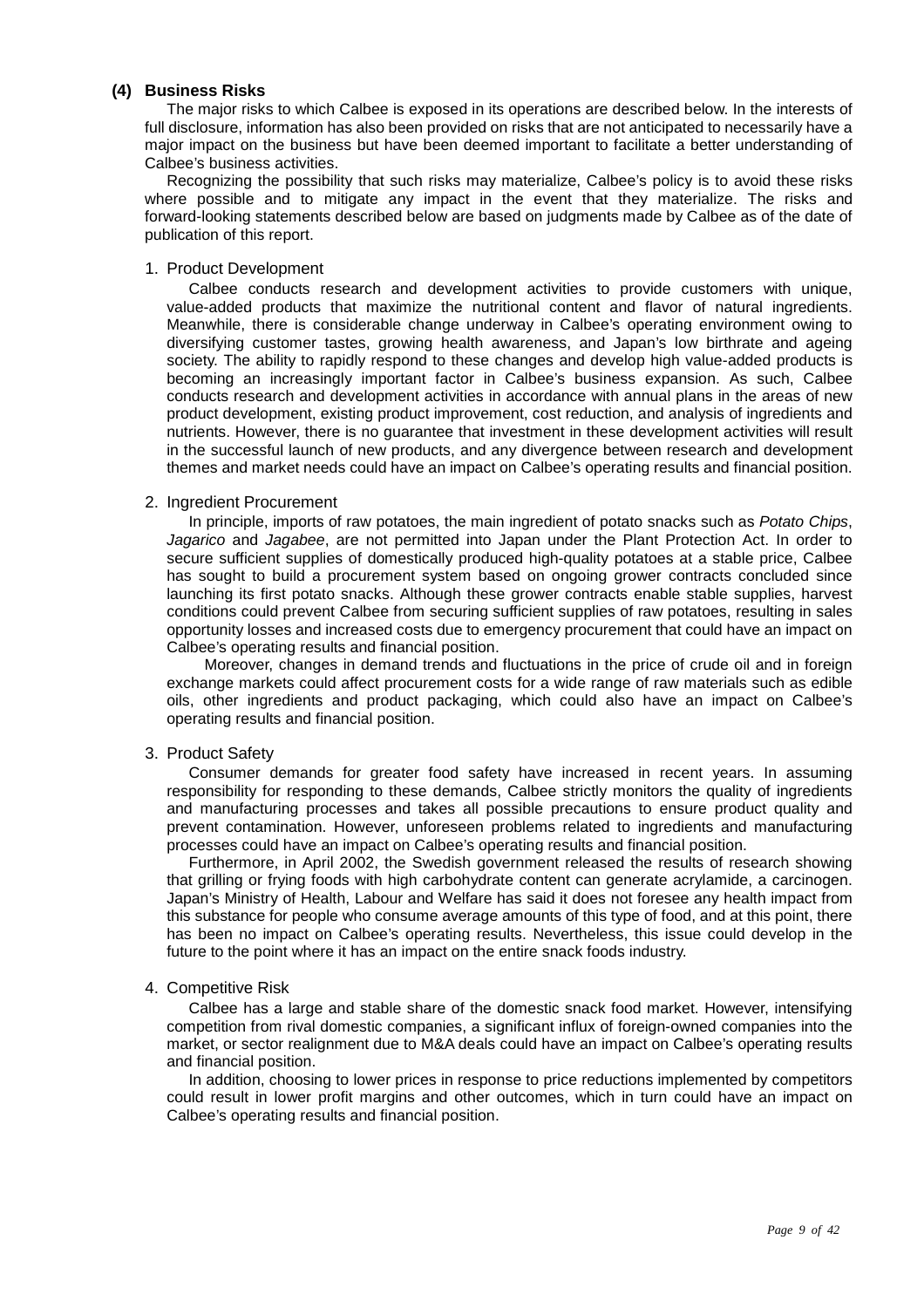### (4) Business Risks

The major risks to which Calbee is exposed in its operations are described below. In the interests of full disclosure, information has also been provided on risks that are not anticipated to necessarily have a major impact on the business but have been deemed important to facilitate a better understanding of Calbee's business activities.

Recognizing the possibility that such risks may materialize, Calbee's policy is to avoid these risks where possible and to mitigate any impact in the event that they materialize. The risks and forward-looking statements described below are based on judgments made by Calbee as of the date of publication of this report.

1. Product Development

Calbee conducts research and development activities to provide customers with unique, value-added products that maximize the nutritional content and flavor of natural ingredients. Meanwhile, there is considerable change underway in Calbee's operating environment owing to diversifying customer tastes, growing health awareness, and Japan's low birthrate and ageing society. The ability to rapidly respond to these changes and develop high value-added products is becoming an increasingly important factor in Calbee's business expansion. As such, Calbee conducts research and development activities in accordance with annual plans in the areas of new product development, existing product improvement, cost reduction, and analysis of ingredients and nutrients. However, there is no guarantee that investment in these development activities will result in the successful launch of new products, and any divergence between research and development themes and market needs could have an impact on Calbee's operating results and financial position.

2. Ingredient Procurement

In principle, imports of raw potatoes, the main ingredient of potato snacks such as *Potato Chips*, *Jagarico* and *Jagabee*, are not permitted into Japan under the Plant Protection Act. In order to secure sufficient supplies of domestically produced high-quality potatoes at a stable price, Calbee has sought to build a procurement system based on ongoing grower contracts concluded since launching its first potato snacks. Although these grower contracts enable stable supplies, harvest conditions could prevent Calbee from securing sufficient supplies of raw potatoes, resulting in sales opportunity losses and increased costs due to emergency procurement that could have an impact on Calbee's operating results and financial position.

Moreover, changes in demand trends and fluctuations in the price of crude oil and in foreign exchange markets could affect procurement costs for a wide range of raw materials such as edible oils, other ingredients and product packaging, which could also have an impact on Calbee's operating results and financial position.

3. Product Safety

Consumer demands for greater food safety have increased in recent years. In assuming responsibility for responding to these demands, Calbee strictly monitors the quality of ingredients and manufacturing processes and takes all possible precautions to ensure product quality and prevent contamination. However, unforeseen problems related to ingredients and manufacturing processes could have an impact on Calbee's operating results and financial position.

Furthermore, in April 2002, the Swedish government released the results of research showing that grilling or frying foods with high carbohydrate content can generate acrylamide, a carcinogen. Japan's Ministry of Health, Labour and Welfare has said it does not foresee any health impact from this substance for people who consume average amounts of this type of food, and at this point, there has been no impact on Calbee's operating results. Nevertheless, this issue could develop in the future to the point where it has an impact on the entire snack foods industry.

4. Competitive Risk

Calbee has a large and stable share of the domestic snack food market. However, intensifying competition from rival domestic companies, a significant influx of foreign-owned companies into the market, or sector realignment due to M&A deals could have an impact on Calbee's operating results and financial position.

In addition, choosing to lower prices in response to price reductions implemented by competitors could result in lower profit margins and other outcomes, which in turn could have an impact on Calbee's operating results and financial position.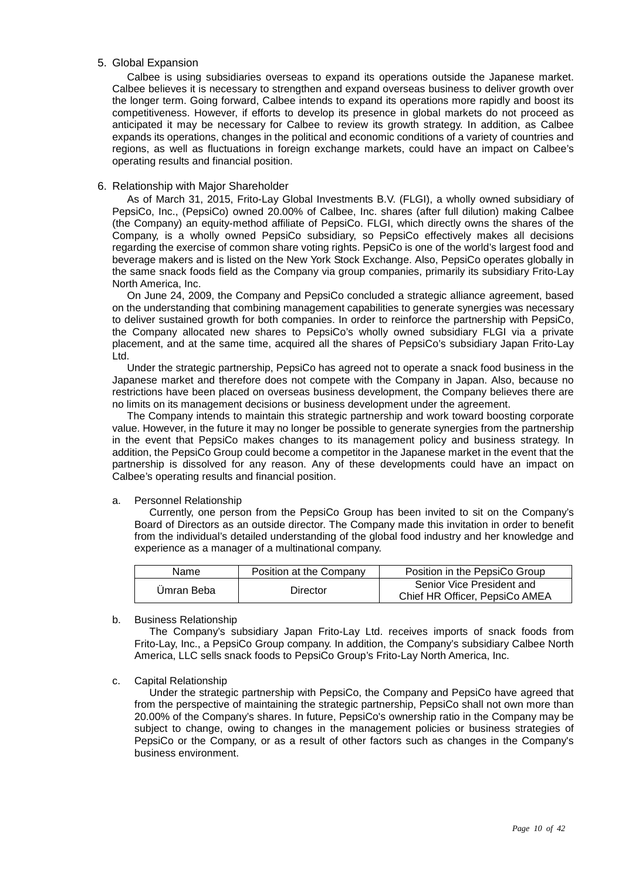## 5. Global Expansion

Calbee is using subsidiaries overseas to expand its operations outside the Japanese market. Calbee believes it is necessary to strengthen and expand overseas business to deliver growth over the longer term. Going forward, Calbee intends to expand its operations more rapidly and boost its competitiveness. However, if efforts to develop its presence in global markets do not proceed as anticipated it may be necessary for Calbee to review its growth strategy. In addition, as Calbee expands its operations, changes in the political and economic conditions of a variety of countries and regions, as well as fluctuations in foreign exchange markets, could have an impact on Calbee's operating results and financial position.

## 6. Relationship with Major Shareholder

As of March 31, 2015, Frito-Lay Global Investments B.V. (FLGI), a wholly owned subsidiary of PepsiCo, Inc., (PepsiCo) owned 20.00% of Calbee, Inc. shares (after full dilution) making Calbee (the Company) an equity-method affiliate of PepsiCo. FLGI, which directly owns the shares of the Company, is a wholly owned PepsiCo subsidiary, so PepsiCo effectively makes all decisions regarding the exercise of common share voting rights. PepsiCo is one of the world's largest food and beverage makers and is listed on the New York Stock Exchange. Also, PepsiCo operates globally in the same snack foods field as the Company via group companies, primarily its subsidiary Frito-Lay North America, Inc.

On June 24, 2009, the Company and PepsiCo concluded a strategic alliance agreement, based on the understanding that combining management capabilities to generate synergies was necessary to deliver sustained growth for both companies. In order to reinforce the partnership with PepsiCo, the Company allocated new shares to PepsiCo's wholly owned subsidiary FLGI via a private placement, and at the same time, acquired all the shares of PepsiCo's subsidiary Japan Frito-Lay Ltd.

Under the strategic partnership, PepsiCo has agreed not to operate a snack food business in the Japanese market and therefore does not compete with the Company in Japan. Also, because no restrictions have been placed on overseas business development, the Company believes there are no limits on its management decisions or business development under the agreement.

The Company intends to maintain this strategic partnership and work toward boosting corporate value. However, in the future it may no longer be possible to generate synergies from the partnership in the event that PepsiCo makes changes to its management policy and business strategy. In addition, the PepsiCo Group could become a competitor in the Japanese market in the event that the partnership is dissolved for any reason. Any of these developments could have an impact on Calbee's operating results and financial position.

### a. Personnel Relationship

Currently, one person from the PepsiCo Group has been invited to sit on the Company's Board of Directors as an outside director. The Company made this invitation in order to benefit from the individual's detailed understanding of the global food industry and her knowledge and experience as a manager of a multinational company.

| Name | Position at the Company | Position in the PepsiCo Group |
|---|---|---|
| Ümran Beba | Director | Senior Vice President and Chief HR Officer, PepsiCo AMEA |

### b. Business Relationship

The Company's subsidiary Japan Frito-Lay Ltd. receives imports of snack foods from Frito-Lay, Inc., a PepsiCo Group company. In addition, the Company's subsidiary Calbee North America, LLC sells snack foods to PepsiCo Group's Frito-Lay North America, Inc.

### c. Capital Relationship

Under the strategic partnership with PepsiCo, the Company and PepsiCo have agreed that from the perspective of maintaining the strategic partnership, PepsiCo shall not own more than 20.00% of the Company's shares. In future, PepsiCo's ownership ratio in the Company may be subject to change, owing to changes in the management policies or business strategies of PepsiCo or the Company, or as a result of other factors such as changes in the Company's business environment.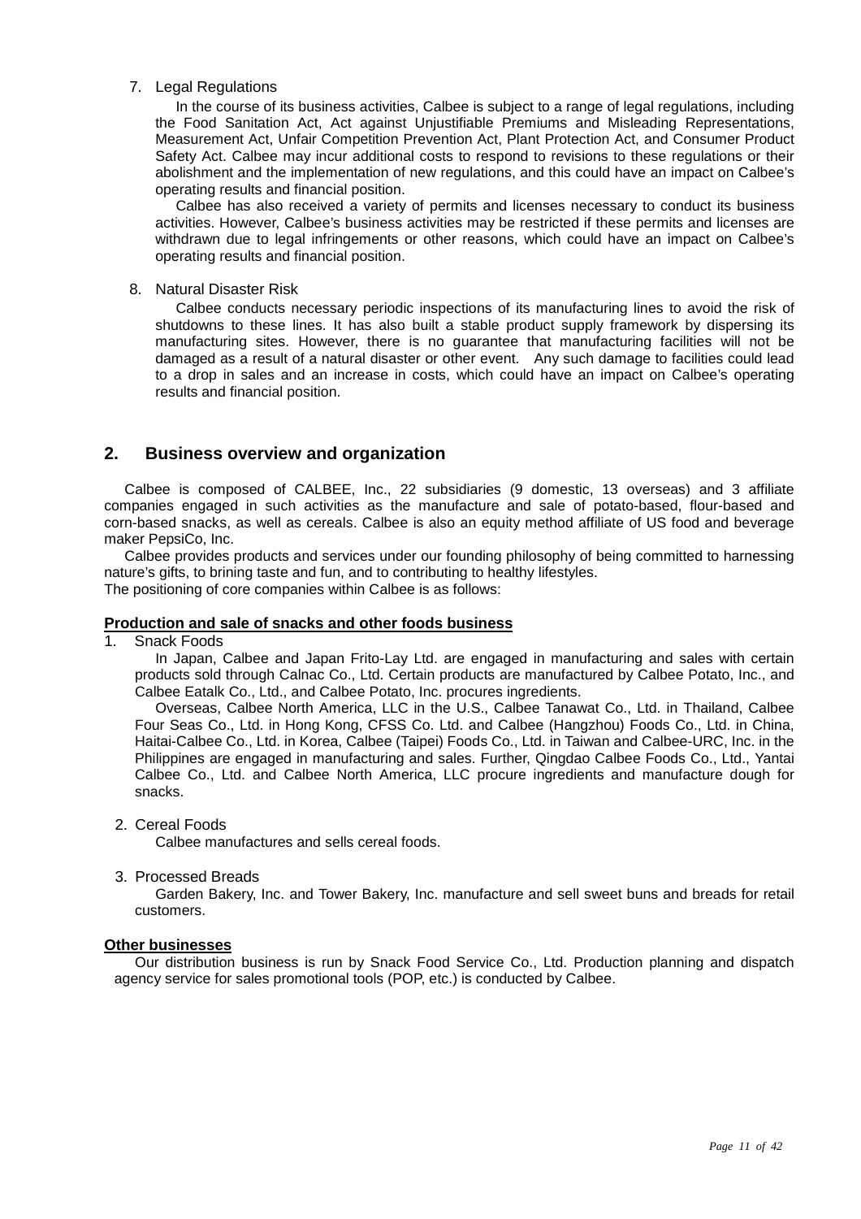7. Legal Regulations

In the course of its business activities, Calbee is subject to a range of legal regulations, including the Food Sanitation Act, Act against Unjustifiable Premiums and Misleading Representations, Measurement Act, Unfair Competition Prevention Act, Plant Protection Act, and Consumer Product Safety Act. Calbee may incur additional costs to respond to revisions to these regulations or their abolishment and the implementation of new regulations, and this could have an impact on Calbee's operating results and financial position.

Calbee has also received a variety of permits and licenses necessary to conduct its business activities. However, Calbee's business activities may be restricted if these permits and licenses are withdrawn due to legal infringements or other reasons, which could have an impact on Calbee's operating results and financial position.

8. Natural Disaster Risk

Calbee conducts necessary periodic inspections of its manufacturing lines to avoid the risk of shutdowns to these lines. It has also built a stable product supply framework by dispersing its manufacturing sites. However, there is no guarantee that manufacturing facilities will not be damaged as a result of a natural disaster or other event. Any such damage to facilities could lead to a drop in sales and an increase in costs, which could have an impact on Calbee's operating results and financial position.

## 2. Business overview and organization

Calbee is composed of CALBEE, Inc., 22 subsidiaries (9 domestic, 13 overseas) and 3 affiliate companies engaged in such activities as the manufacture and sale of potato-based, flour-based and corn-based snacks, as well as cereals. Calbee is also an equity method affiliate of US food and beverage maker PepsiCo, Inc.

Calbee provides products and services under our founding philosophy of being committed to harnessing nature's gifts, to brining taste and fun, and to contributing to healthy lifestyles.
The positioning of core companies within Calbee is as follows:

**Production and sale of snacks and other foods business**

1. Snack Foods

In Japan, Calbee and Japan Frito-Lay Ltd. are engaged in manufacturing and sales with certain products sold through Calnac Co., Ltd. Certain products are manufactured by Calbee Potato, Inc., and Calbee Eatalk Co., Ltd., and Calbee Potato, Inc. procures ingredients.

Overseas, Calbee North America, LLC in the U.S., Calbee Tanawat Co., Ltd. in Thailand, Calbee Four Seas Co., Ltd. in Hong Kong, CFSS Co. Ltd. and Calbee (Hangzhou) Foods Co., Ltd. in China, Haitai-Calbee Co., Ltd. in Korea, Calbee (Taipei) Foods Co., Ltd. in Taiwan and Calbee-URC, Inc. in the Philippines are engaged in manufacturing and sales. Further, Qingdao Calbee Foods Co., Ltd., Yantai Calbee Co., Ltd. and Calbee North America, LLC procure ingredients and manufacture dough for snacks.

2. Cereal Foods

Calbee manufactures and sells cereal foods.

3. Processed Breads

Garden Bakery, Inc. and Tower Bakery, Inc. manufacture and sell sweet buns and breads for retail customers.

**Other businesses**

Our distribution business is run by Snack Food Service Co., Ltd. Production planning and dispatch agency service for sales promotional tools (POP, etc.) is conducted by Calbee.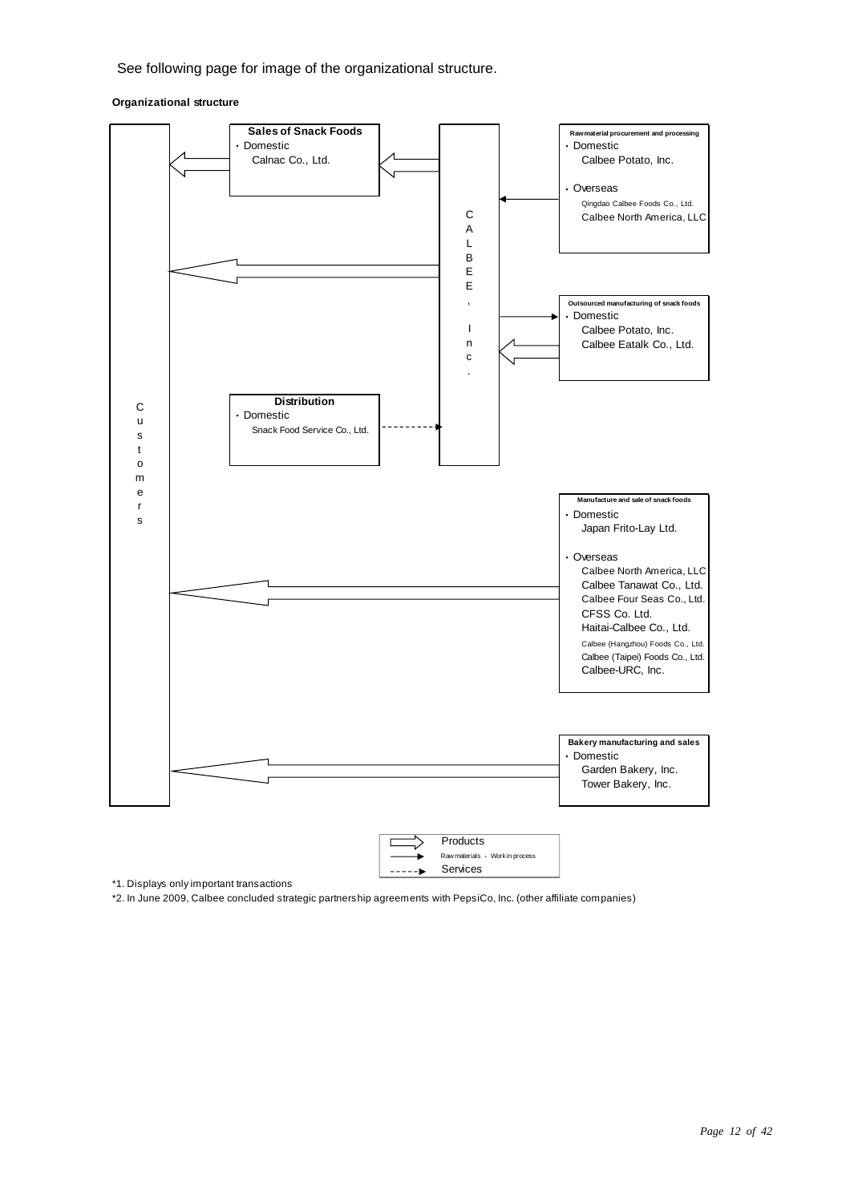See following page for image of the organizational structure.

**Organizational structure**

Customers

**Sales of Snack Foods**
・Domestic
Calnac Co., Ltd.

CALBEE, Inc.

**Raw material procurement and processing**
・Domestic
Calbee Potato, Inc.

・Overseas
Qingdao Calbee Foods Co., Ltd.
Calbee North America, LLC

**Outsourced manufacturing of snack foods**
・Domestic
Calbee Potato, Inc.
Calbee Eatalk Co., Ltd.

**Distribution**
・Domestic
Snack Food Service Co., Ltd.

**Manufacture and sale of snack foods**
・Domestic
Japan Frito-Lay Ltd.

・Overseas
Calbee North America, LLC
Calbee Tanawat Co., Ltd.
Calbee Four Seas Co., Ltd.
CFSS Co. Ltd.
Haitai-Calbee Co., Ltd.
Calbee (Hangzhou) Foods Co., Ltd.
Calbee (Taipei) Foods Co., Ltd.
Calbee-URC, Inc.

**Bakery manufacturing and sales**
・Domestic
Garden Bakery, Inc.
Tower Bakery, Inc.

Products
Raw materials ・ Work in process
Services

*1. Displays only important transactions

*2. In June 2009, Calbee concluded strategic partnership agreements with PepsiCo, Inc. (other affiliate companies)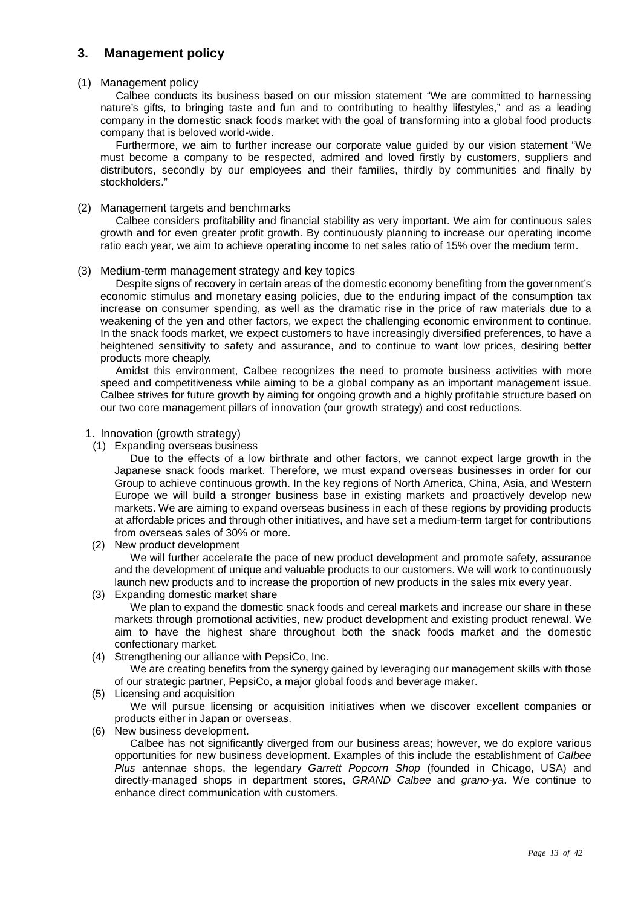## 3. Management policy

(1) Management policy

Calbee conducts its business based on our mission statement "We are committed to harnessing nature's gifts, to bringing taste and fun and to contributing to healthy lifestyles," and as a leading company in the domestic snack foods market with the goal of transforming into a global food products company that is beloved world-wide.

Furthermore, we aim to further increase our corporate value guided by our vision statement "We must become a company to be respected, admired and loved firstly by customers, suppliers and distributors, secondly by our employees and their families, thirdly by communities and finally by stockholders."

(2) Management targets and benchmarks

Calbee considers profitability and financial stability as very important. We aim for continuous sales growth and for even greater profit growth. By continuously planning to increase our operating income ratio each year, we aim to achieve operating income to net sales ratio of 15% over the medium term.

(3) Medium-term management strategy and key topics

Despite signs of recovery in certain areas of the domestic economy benefiting from the government's economic stimulus and monetary easing policies, due to the enduring impact of the consumption tax increase on consumer spending, as well as the dramatic rise in the price of raw materials due to a weakening of the yen and other factors, we expect the challenging economic environment to continue. In the snack foods market, we expect customers to have increasingly diversified preferences, to have a heightened sensitivity to safety and assurance, and to continue to want low prices, desiring better products more cheaply.

Amidst this environment, Calbee recognizes the need to promote business activities with more speed and competitiveness while aiming to be a global company as an important management issue. Calbee strives for future growth by aiming for ongoing growth and a highly profitable structure based on our two core management pillars of innovation (our growth strategy) and cost reductions.

1. Innovation (growth strategy)

(1) Expanding overseas business

Due to the effects of a low birthrate and other factors, we cannot expect large growth in the Japanese snack foods market. Therefore, we must expand overseas businesses in order for our Group to achieve continuous growth. In the key regions of North America, China, Asia, and Western Europe we will build a stronger business base in existing markets and proactively develop new markets. We are aiming to expand overseas business in each of these regions by providing products at affordable prices and through other initiatives, and have set a medium-term target for contributions from overseas sales of 30% or more.

(2) New product development

We will further accelerate the pace of new product development and promote safety, assurance and the development of unique and valuable products to our customers. We will work to continuously launch new products and to increase the proportion of new products in the sales mix every year.

(3) Expanding domestic market share

We plan to expand the domestic snack foods and cereal markets and increase our share in these markets through promotional activities, new product development and existing product renewal. We aim to have the highest share throughout both the snack foods market and the domestic confectionary market.

(4) Strengthening our alliance with PepsiCo, Inc.

We are creating benefits from the synergy gained by leveraging our management skills with those of our strategic partner, PepsiCo, a major global foods and beverage maker.

(5) Licensing and acquisition

We will pursue licensing or acquisition initiatives when we discover excellent companies or products either in Japan or overseas.

(6) New business development.

Calbee has not significantly diverged from our business areas; however, we do explore various opportunities for new business development. Examples of this include the establishment of *Calbee Plus* antennae shops, the legendary *Garrett Popcorn Shop* (founded in Chicago, USA) and directly-managed shops in department stores, *GRAND Calbee* and *grano-ya*. We continue to enhance direct communication with customers.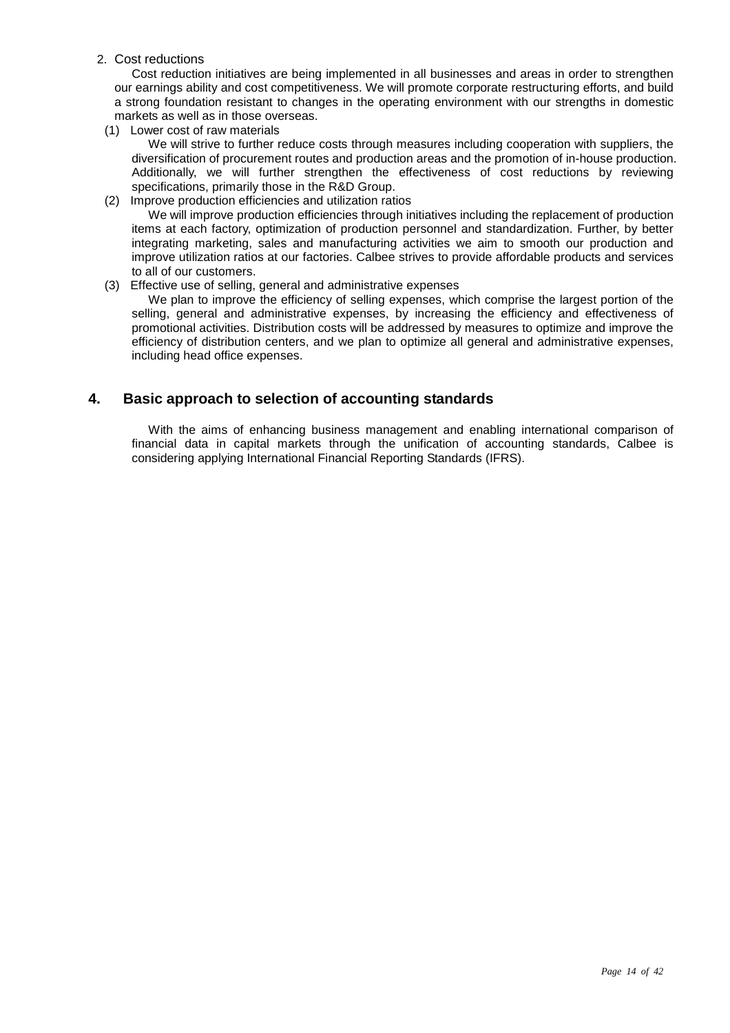2. Cost reductions

Cost reduction initiatives are being implemented in all businesses and areas in order to strengthen our earnings ability and cost competitiveness. We will promote corporate restructuring efforts, and build a strong foundation resistant to changes in the operating environment with our strengths in domestic markets as well as in those overseas.

(1) Lower cost of raw materials

We will strive to further reduce costs through measures including cooperation with suppliers, the diversification of procurement routes and production areas and the promotion of in-house production. Additionally, we will further strengthen the effectiveness of cost reductions by reviewing specifications, primarily those in the R&D Group.

(2) Improve production efficiencies and utilization ratios

We will improve production efficiencies through initiatives including the replacement of production items at each factory, optimization of production personnel and standardization. Further, by better integrating marketing, sales and manufacturing activities we aim to smooth our production and improve utilization ratios at our factories. Calbee strives to provide affordable products and services to all of our customers.

(3) Effective use of selling, general and administrative expenses

We plan to improve the efficiency of selling expenses, which comprise the largest portion of the selling, general and administrative expenses, by increasing the efficiency and effectiveness of promotional activities. Distribution costs will be addressed by measures to optimize and improve the efficiency of distribution centers, and we plan to optimize all general and administrative expenses, including head office expenses.

## 4. Basic approach to selection of accounting standards

With the aims of enhancing business management and enabling international comparison of financial data in capital markets through the unification of accounting standards, Calbee is considering applying International Financial Reporting Standards (IFRS).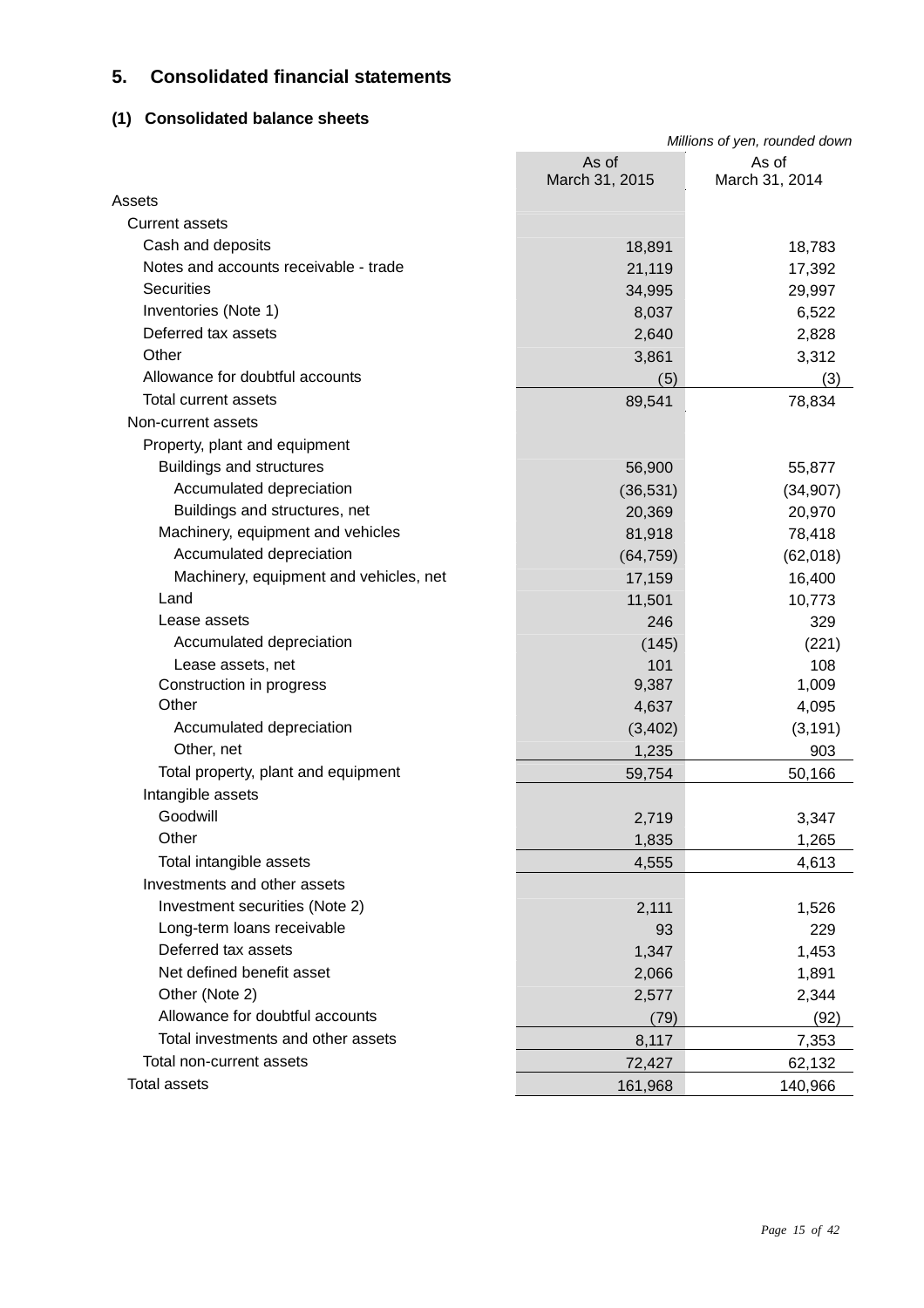## 5. Consolidated financial statements

### (1) Consolidated balance sheets

*Millions of yen, rounded down*

| | As of March 31, 2015 | As of March 31, 2014 |
|---|---|---|
| Assets | | |
| Current assets | | |
| Cash and deposits | 18,891 | 18,783 |
| Notes and accounts receivable - trade | 21,119 | 17,392 |
| Securities | 34,995 | 29,997 |
| Inventories (Note 1) | 8,037 | 6,522 |
| Deferred tax assets | 2,640 | 2,828 |
| Other | 3,861 | 3,312 |
| Allowance for doubtful accounts | (5) | (3) |
| Total current assets | 89,541 | 78,834 |
| Non-current assets | | |
| Property, plant and equipment | | |
| Buildings and structures | 56,900 | 55,877 |
| Accumulated depreciation | (36,531) | (34,907) |
| Buildings and structures, net | 20,369 | 20,970 |
| Machinery, equipment and vehicles | 81,918 | 78,418 |
| Accumulated depreciation | (64,759) | (62,018) |
| Machinery, equipment and vehicles, net | 17,159 | 16,400 |
| Land | 11,501 | 10,773 |
| Lease assets | 246 | 329 |
| Accumulated depreciation | (145) | (221) |
| Lease assets, net | 101 | 108 |
| Construction in progress | 9,387 | 1,009 |
| Other | 4,637 | 4,095 |
| Accumulated depreciation | (3,402) | (3,191) |
| Other, net | 1,235 | 903 |
| Total property, plant and equipment | 59,754 | 50,166 |
| Intangible assets | | |
| Goodwill | 2,719 | 3,347 |
| Other | 1,835 | 1,265 |
| Total intangible assets | 4,555 | 4,613 |
| Investments and other assets | | |
| Investment securities (Note 2) | 2,111 | 1,526 |
| Long-term loans receivable | 93 | 229 |
| Deferred tax assets | 1,347 | 1,453 |
| Net defined benefit asset | 2,066 | 1,891 |
| Other (Note 2) | 2,577 | 2,344 |
| Allowance for doubtful accounts | (79) | (92) |
| Total investments and other assets | 8,117 | 7,353 |
| Total non-current assets | 72,427 | 62,132 |
| Total assets | 161,968 | 140,966 |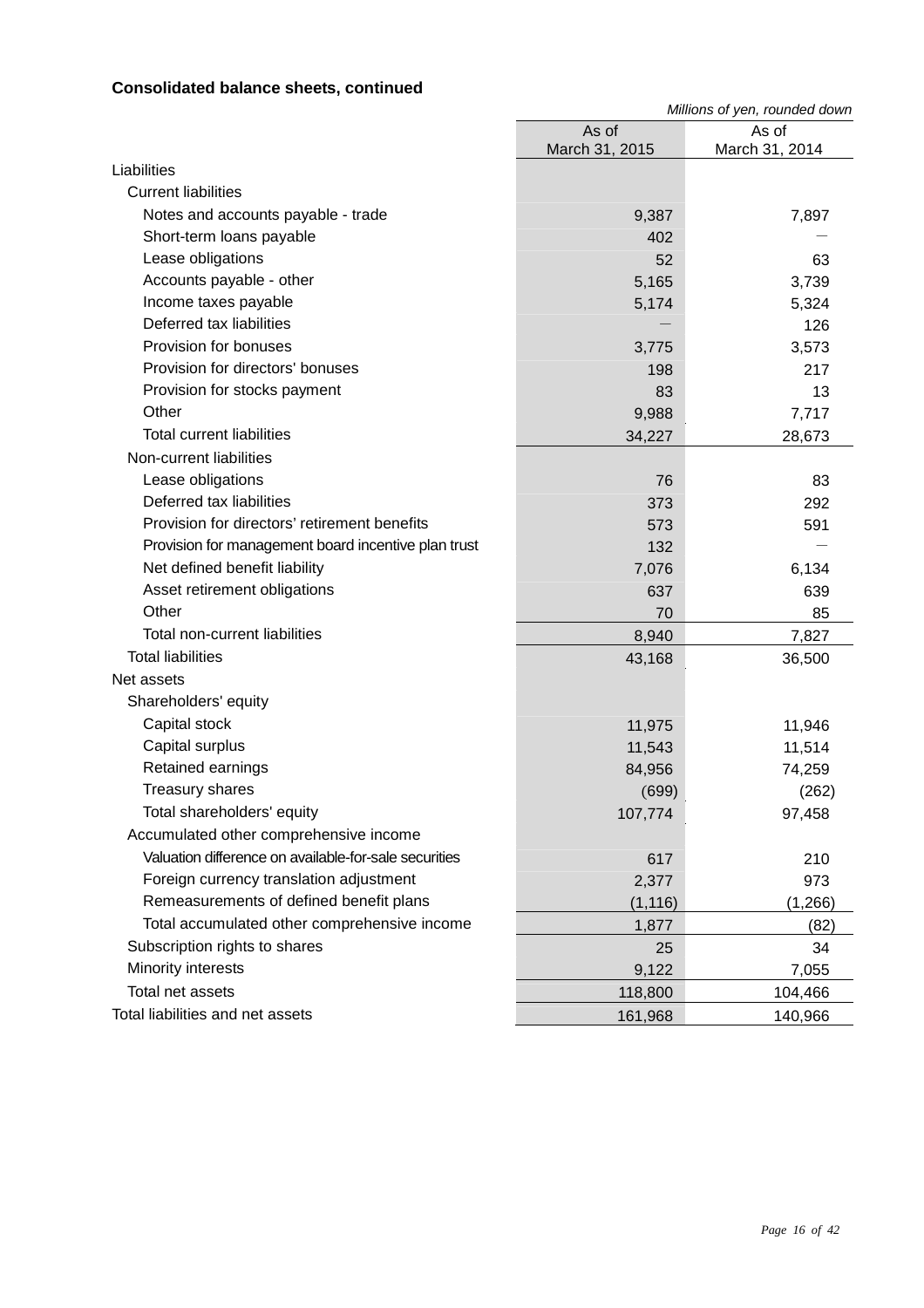**Consolidated balance sheets, continued**

*Millions of yen, rounded down*

| | As of March 31, 2015 | As of March 31, 2014 |
|---|---|---|
| Liabilities | | |
| Current liabilities | | |
| Notes and accounts payable - trade | 9,387 | 7,897 |
| Short-term loans payable | 402 | — |
| Lease obligations | 52 | 63 |
| Accounts payable - other | 5,165 | 3,739 |
| Income taxes payable | 5,174 | 5,324 |
| Deferred tax liabilities | — | 126 |
| Provision for bonuses | 3,775 | 3,573 |
| Provision for directors' bonuses | 198 | 217 |
| Provision for stocks payment | 83 | 13 |
| Other | 9,988 | 7,717 |
| Total current liabilities | 34,227 | 28,673 |
| Non-current liabilities | | |
| Lease obligations | 76 | 83 |
| Deferred tax liabilities | 373 | 292 |
| Provision for directors' retirement benefits | 573 | 591 |
| Provision for management board incentive plan trust | 132 | — |
| Net defined benefit liability | 7,076 | 6,134 |
| Asset retirement obligations | 637 | 639 |
| Other | 70 | 85 |
| Total non-current liabilities | 8,940 | 7,827 |
| Total liabilities | 43,168 | 36,500 |
| Net assets | | |
| Shareholders' equity | | |
| Capital stock | 11,975 | 11,946 |
| Capital surplus | 11,543 | 11,514 |
| Retained earnings | 84,956 | 74,259 |
| Treasury shares | (699) | (262) |
| Total shareholders' equity | 107,774 | 97,458 |
| Accumulated other comprehensive income | | |
| Valuation difference on available-for-sale securities | 617 | 210 |
| Foreign currency translation adjustment | 2,377 | 973 |
| Remeasurements of defined benefit plans | (1,116) | (1,266) |
| Total accumulated other comprehensive income | 1,877 | (82) |
| Subscription rights to shares | 25 | 34 |
| Minority interests | 9,122 | 7,055 |
| Total net assets | 118,800 | 104,466 |
| Total liabilities and net assets | 161,968 | 140,966 |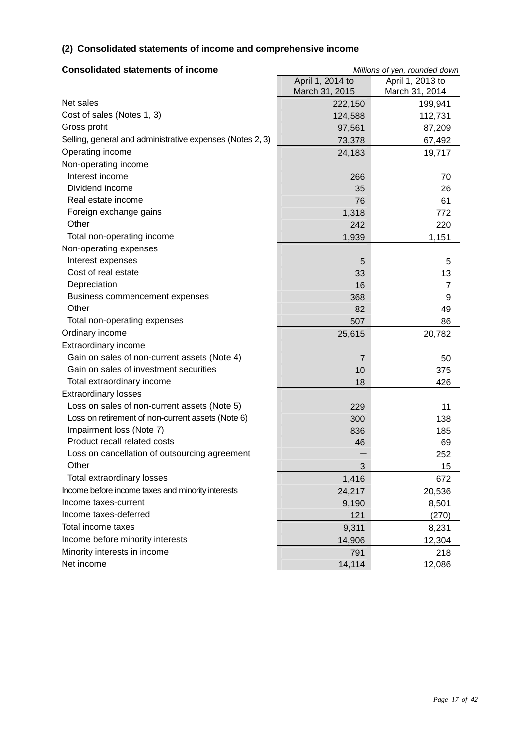### (2) Consolidated statements of income and comprehensive income

**Consolidated statements of income**

*Millions of yen, rounded down*

| | April 1, 2014 to March 31, 2015 | April 1, 2013 to March 31, 2014 |
|---|---|---|
| Net sales | 222,150 | 199,941 |
| Cost of sales (Notes 1, 3) | 124,588 | 112,731 |
| Gross profit | 97,561 | 87,209 |
| Selling, general and administrative expenses (Notes 2, 3) | 73,378 | 67,492 |
| Operating income | 24,183 | 19,717 |
| Non-operating income | | |
| Interest income | 266 | 70 |
| Dividend income | 35 | 26 |
| Real estate income | 76 | 61 |
| Foreign exchange gains | 1,318 | 772 |
| Other | 242 | 220 |
| Total non-operating income | 1,939 | 1,151 |
| Non-operating expenses | | |
| Interest expenses | 5 | 5 |
| Cost of real estate | 33 | 13 |
| Depreciation | 16 | 7 |
| Business commencement expenses | 368 | 9 |
| Other | 82 | 49 |
| Total non-operating expenses | 507 | 86 |
| Ordinary income | 25,615 | 20,782 |
| Extraordinary income | | |
| Gain on sales of non-current assets (Note 4) | 7 | 50 |
| Gain on sales of investment securities | 10 | 375 |
| Total extraordinary income | 18 | 426 |
| Extraordinary losses | | |
| Loss on sales of non-current assets (Note 5) | 229 | 11 |
| Loss on retirement of non-current assets (Note 6) | 300 | 138 |
| Impairment loss (Note 7) | 836 | 185 |
| Product recall related costs | 46 | 69 |
| Loss on cancellation of outsourcing agreement | — | 252 |
| Other | 3 | 15 |
| Total extraordinary losses | 1,416 | 672 |
| Income before income taxes and minority interests | 24,217 | 20,536 |
| Income taxes-current | 9,190 | 8,501 |
| Income taxes-deferred | 121 | (270) |
| Total income taxes | 9,311 | 8,231 |
| Income before minority interests | 14,906 | 12,304 |
| Minority interests in income | 791 | 218 |
| Net income | 14,114 | 12,086 |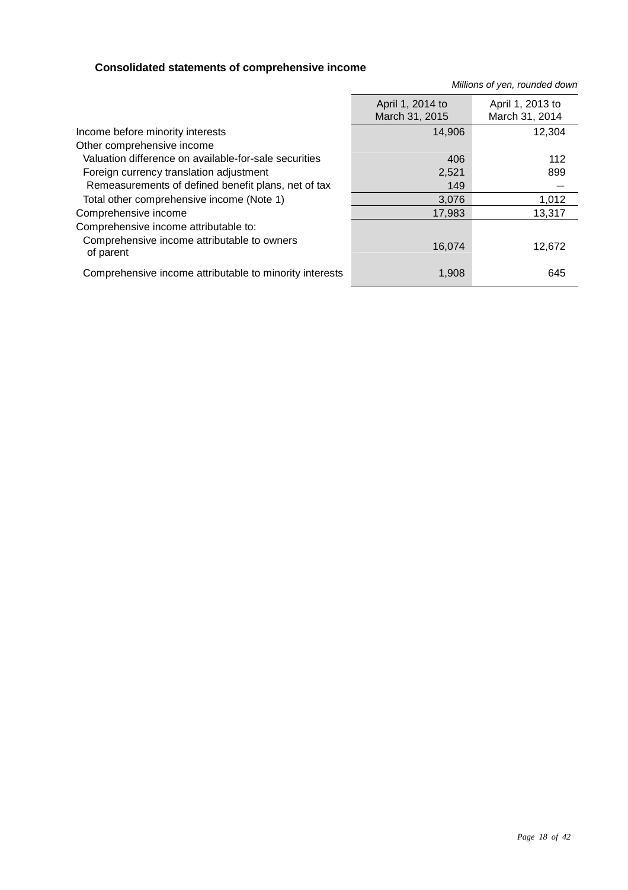### Consolidated statements of comprehensive income

*Millions of yen, rounded down*

| | April 1, 2014 to March 31, 2015 | April 1, 2013 to March 31, 2014 |
|---|---|---|
| Income before minority interests | 14,906 | 12,304 |
| Other comprehensive income | | |
| Valuation difference on available-for-sale securities | 406 | 112 |
| Foreign currency translation adjustment | 2,521 | 899 |
| Remeasurements of defined benefit plans, net of tax | 149 | — |
| Total other comprehensive income (Note 1) | 3,076 | 1,012 |
| Comprehensive income | 17,983 | 13,317 |
| Comprehensive income attributable to: | | |
| Comprehensive income attributable to owners of parent | 16,074 | 12,672 |
| Comprehensive income attributable to minority interests | 1,908 | 645 |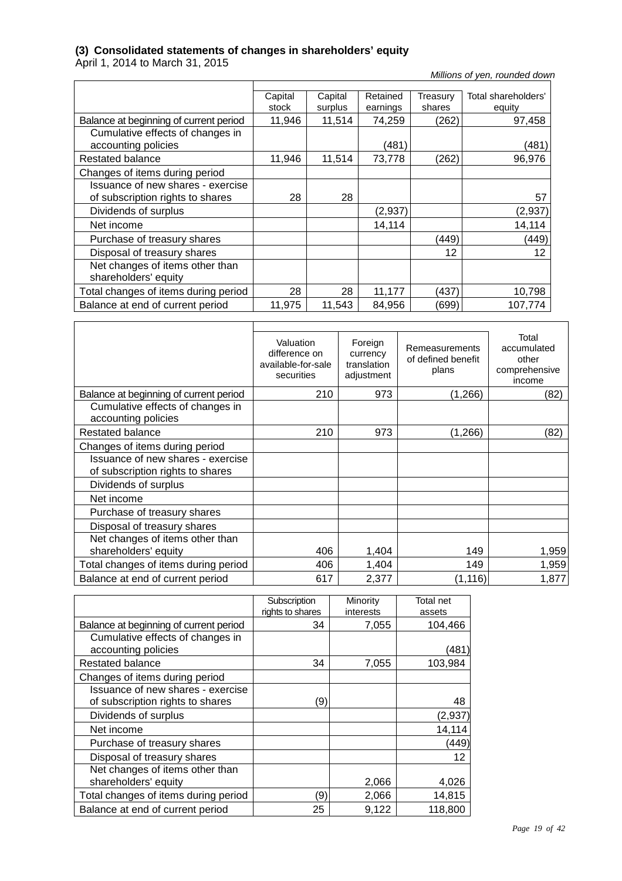### (3) Consolidated statements of changes in shareholders' equity

April 1, 2014 to March 31, 2015

*Millions of yen, rounded down*

| | Capital stock | Capital surplus | Retained earnings | Treasury shares | Total shareholders' equity |
|---|---|---|---|---|---|
| Balance at beginning of current period | 11,946 | 11,514 | 74,259 | (262) | 97,458 |
| Cumulative effects of changes in accounting policies | | | (481) | | (481) |
| Restated balance | 11,946 | 11,514 | 73,778 | (262) | 96,976 |
| Changes of items during period | | | | | |
| Issuance of new shares - exercise of subscription rights to shares | 28 | 28 | | | 57 |
| Dividends of surplus | | | (2,937) | | (2,937) |
| Net income | | | 14,114 | | 14,114 |
| Purchase of treasury shares | | | | (449) | (449) |
| Disposal of treasury shares | | | | 12 | 12 |
| Net changes of items other than shareholders' equity | | | | | |
| Total changes of items during period | 28 | 28 | 11,177 | (437) | 10,798 |
| Balance at end of current period | 11,975 | 11,543 | 84,956 | (699) | 107,774 |

| | Valuation difference on available-for-sale securities | Foreign currency translation adjustment | Remeasurements of defined benefit plans | Total accumulated other comprehensive income |
|---|---|---|---|---|
| Balance at beginning of current period | 210 | 973 | (1,266) | (82) |
| Cumulative effects of changes in accounting policies | | | | |
| Restated balance | 210 | 973 | (1,266) | (82) |
| Changes of items during period | | | | |
| Issuance of new shares - exercise of subscription rights to shares | | | | |
| Dividends of surplus | | | | |
| Net income | | | | |
| Purchase of treasury shares | | | | |
| Disposal of treasury shares | | | | |
| Net changes of items other than shareholders' equity | 406 | 1,404 | 149 | 1,959 |
| Total changes of items during period | 406 | 1,404 | 149 | 1,959 |
| Balance at end of current period | 617 | 2,377 | (1,116) | 1,877 |

| | Subscription rights to shares | Minority interests | Total net assets |
|---|---|---|---|
| Balance at beginning of current period | 34 | 7,055 | 104,466 |
| Cumulative effects of changes in accounting policies | | | (481) |
| Restated balance | 34 | 7,055 | 103,984 |
| Changes of items during period | | | |
| Issuance of new shares - exercise of subscription rights to shares | (9) | | 48 |
| Dividends of surplus | | | (2,937) |
| Net income | | | 14,114 |
| Purchase of treasury shares | | | (449) |
| Disposal of treasury shares | | | 12 |
| Net changes of items other than shareholders' equity | | 2,066 | 4,026 |
| Total changes of items during period | (9) | 2,066 | 14,815 |
| Balance at end of current period | 25 | 9,122 | 118,800 |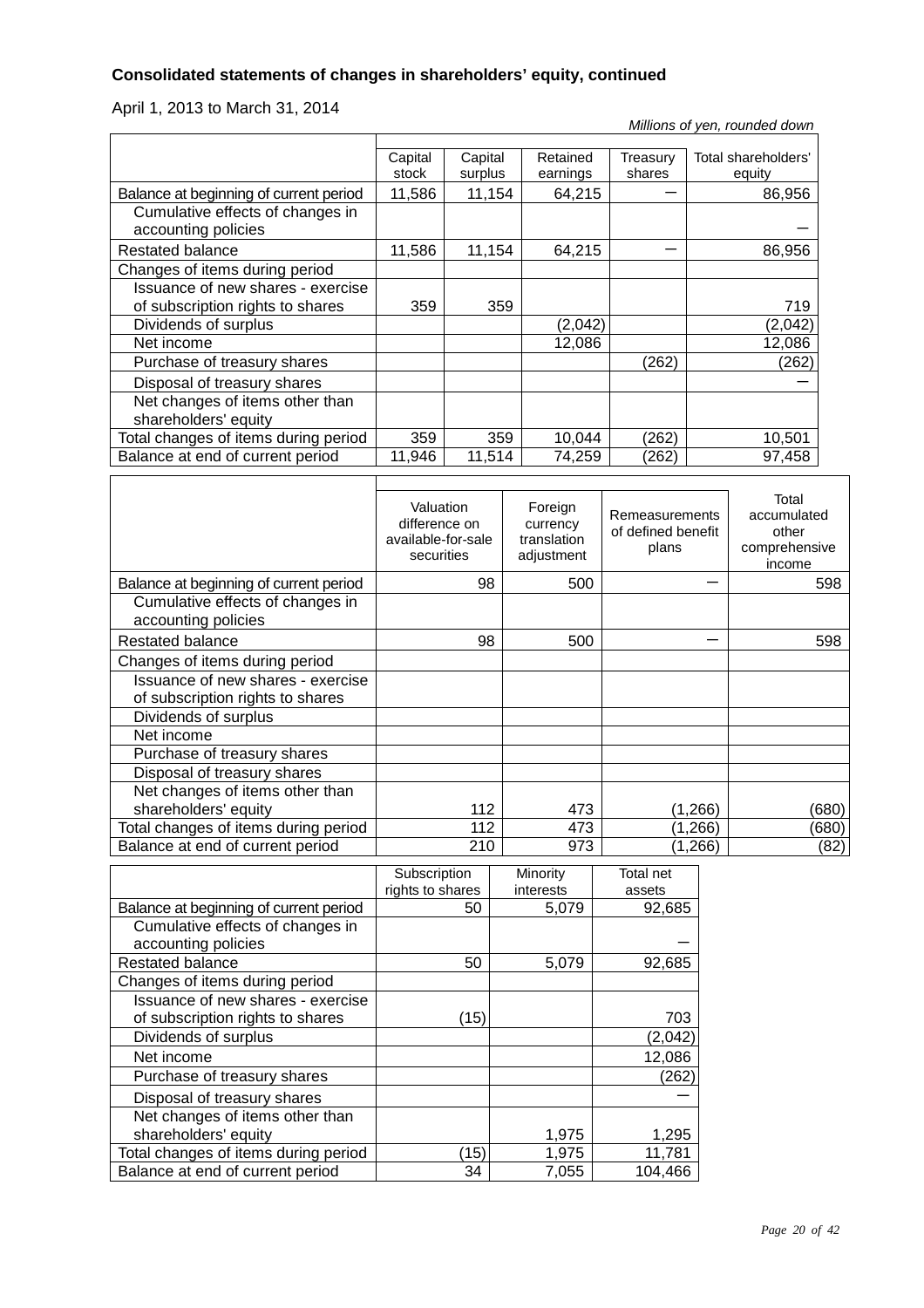**Consolidated statements of changes in shareholders' equity, continued**

April 1, 2013 to March 31, 2014

*Millions of yen, rounded down*

| | Capital stock | Capital surplus | Retained earnings | Treasury shares | Total shareholders' equity |
|---|---|---|---|---|---|
| Balance at beginning of current period | 11,586 | 11,154 | 64,215 | ー | 86,956 |
| Cumulative effects of changes in accounting policies | | | | | ー |
| Restated balance | 11,586 | 11,154 | 64,215 | ー | 86,956 |
| Changes of items during period | | | | | |
| Issuance of new shares - exercise of subscription rights to shares | 359 | 359 | | | 719 |
| Dividends of surplus | | | (2,042) | | (2,042) |
| Net income | | | 12,086 | | 12,086 |
| Purchase of treasury shares | | | | (262) | (262) |
| Disposal of treasury shares | | | | | ー |
| Net changes of items other than shareholders' equity | | | | | |
| Total changes of items during period | 359 | 359 | 10,044 | (262) | 10,501 |
| Balance at end of current period | 11,946 | 11,514 | 74,259 | (262) | 97,458 |

| | Valuation difference on available-for-sale securities | Foreign currency translation adjustment | Remeasurements of defined benefit plans | Total accumulated other comprehensive income |
|---|---|---|---|---|
| Balance at beginning of current period | 98 | 500 | ー | 598 |
| Cumulative effects of changes in accounting policies | | | | |
| Restated balance | 98 | 500 | ー | 598 |
| Changes of items during period | | | | |
| Issuance of new shares - exercise of subscription rights to shares | | | | |
| Dividends of surplus | | | | |
| Net income | | | | |
| Purchase of treasury shares | | | | |
| Disposal of treasury shares | | | | |
| Net changes of items other than shareholders' equity | 112 | 473 | (1,266) | (680) |
| Total changes of items during period | 112 | 473 | (1,266) | (680) |
| Balance at end of current period | 210 | 973 | (1,266) | (82) |

| | Subscription rights to shares | Minority interests | Total net assets |
|---|---|---|---|
| Balance at beginning of current period | 50 | 5,079 | 92,685 |
| Cumulative effects of changes in accounting policies | | | ー |
| Restated balance | 50 | 5,079 | 92,685 |
| Changes of items during period | | | |
| Issuance of new shares - exercise of subscription rights to shares | (15) | | 703 |
| Dividends of surplus | | | (2,042) |
| Net income | | | 12,086 |
| Purchase of treasury shares | | | (262) |
| Disposal of treasury shares | | | ー |
| Net changes of items other than shareholders' equity | | 1,975 | 1,295 |
| Total changes of items during period | (15) | 1,975 | 11,781 |
| Balance at end of current period | 34 | 7,055 | 104,466 |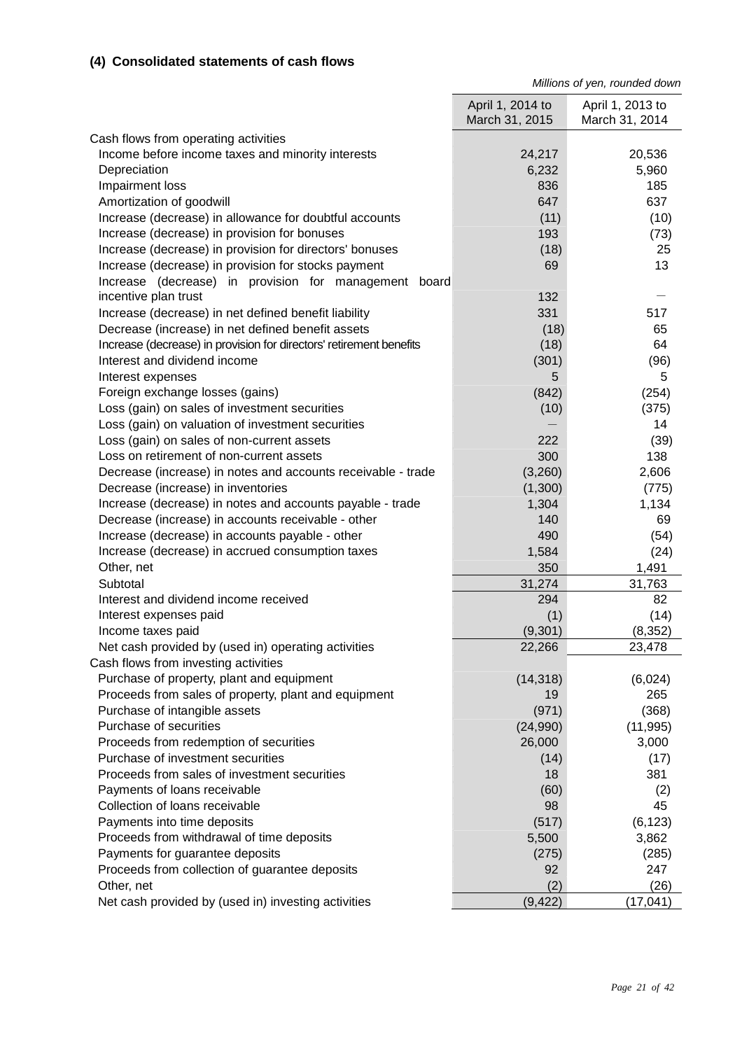### (4) Consolidated statements of cash flows

*Millions of yen, rounded down*

| | April 1, 2014 to March 31, 2015 | April 1, 2013 to March 31, 2014 |
|---|---|---|
| Cash flows from operating activities | | |
| Income before income taxes and minority interests | 24,217 | 20,536 |
| Depreciation | 6,232 | 5,960 |
| Impairment loss | 836 | 185 |
| Amortization of goodwill | 647 | 637 |
| Increase (decrease) in allowance for doubtful accounts | (11) | (10) |
| Increase (decrease) in provision for bonuses | 193 | (73) |
| Increase (decrease) in provision for directors' bonuses | (18) | 25 |
| Increase (decrease) in provision for stocks payment | 69 | 13 |
| Increase (decrease) in provision for management board incentive plan trust | 132 | ― |
| Increase (decrease) in net defined benefit liability | 331 | 517 |
| Decrease (increase) in net defined benefit assets | (18) | 65 |
| Increase (decrease) in provision for directors' retirement benefits | (18) | 64 |
| Interest and dividend income | (301) | (96) |
| Interest expenses | 5 | 5 |
| Foreign exchange losses (gains) | (842) | (254) |
| Loss (gain) on sales of investment securities | (10) | (375) |
| Loss (gain) on valuation of investment securities | ― | 14 |
| Loss (gain) on sales of non-current assets | 222 | (39) |
| Loss on retirement of non-current assets | 300 | 138 |
| Decrease (increase) in notes and accounts receivable - trade | (3,260) | 2,606 |
| Decrease (increase) in inventories | (1,300) | (775) |
| Increase (decrease) in notes and accounts payable - trade | 1,304 | 1,134 |
| Decrease (increase) in accounts receivable - other | 140 | 69 |
| Increase (decrease) in accounts payable - other | 490 | (54) |
| Increase (decrease) in accrued consumption taxes | 1,584 | (24) |
| Other, net | 350 | 1,491 |
| Subtotal | 31,274 | 31,763 |
| Interest and dividend income received | 294 | 82 |
| Interest expenses paid | (1) | (14) |
| Income taxes paid | (9,301) | (8,352) |
| Net cash provided by (used in) operating activities | 22,266 | 23,478 |
| Cash flows from investing activities | | |
| Purchase of property, plant and equipment | (14,318) | (6,024) |
| Proceeds from sales of property, plant and equipment | 19 | 265 |
| Purchase of intangible assets | (971) | (368) |
| Purchase of securities | (24,990) | (11,995) |
| Proceeds from redemption of securities | 26,000 | 3,000 |
| Purchase of investment securities | (14) | (17) |
| Proceeds from sales of investment securities | 18 | 381 |
| Payments of loans receivable | (60) | (2) |
| Collection of loans receivable | 98 | 45 |
| Payments into time deposits | (517) | (6,123) |
| Proceeds from withdrawal of time deposits | 5,500 | 3,862 |
| Payments for guarantee deposits | (275) | (285) |
| Proceeds from collection of guarantee deposits | 92 | 247 |
| Other, net | (2) | (26) |
| Net cash provided by (used in) investing activities | (9,422) | (17,041) |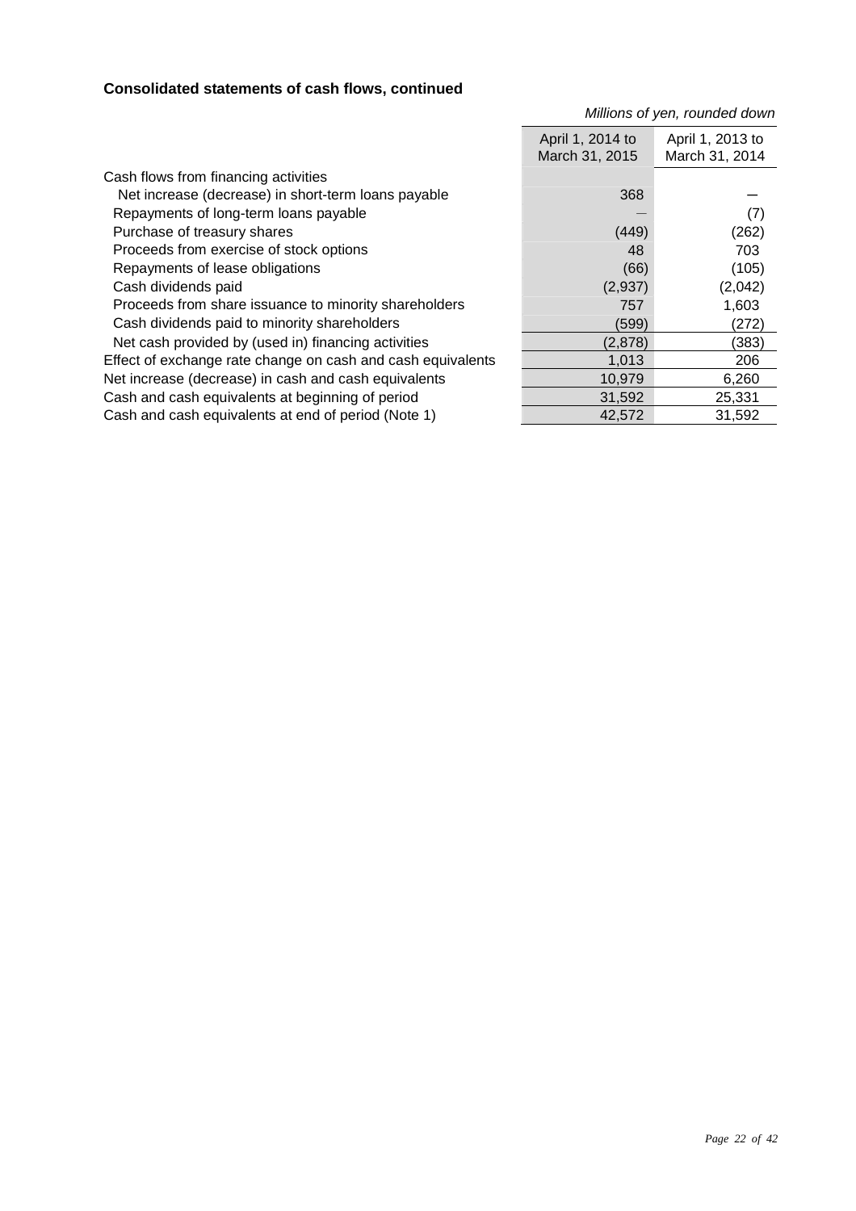**Consolidated statements of cash flows, continued**

*Millions of yen, rounded down*

| | April 1, 2014 to March 31, 2015 | April 1, 2013 to March 31, 2014 |
|---|---|---|
| Cash flows from financing activities | | |
| Net increase (decrease) in short-term loans payable | 368 | ― |
| Repayments of long-term loans payable | ― | (7) |
| Purchase of treasury shares | (449) | (262) |
| Proceeds from exercise of stock options | 48 | 703 |
| Repayments of lease obligations | (66) | (105) |
| Cash dividends paid | (2,937) | (2,042) |
| Proceeds from share issuance to minority shareholders | 757 | 1,603 |
| Cash dividends paid to minority shareholders | (599) | (272) |
| Net cash provided by (used in) financing activities | (2,878) | (383) |
| Effect of exchange rate change on cash and cash equivalents | 1,013 | 206 |
| Net increase (decrease) in cash and cash equivalents | 10,979 | 6,260 |
| Cash and cash equivalents at beginning of period | 31,592 | 25,331 |
| Cash and cash equivalents at end of period (Note 1) | 42,572 | 31,592 |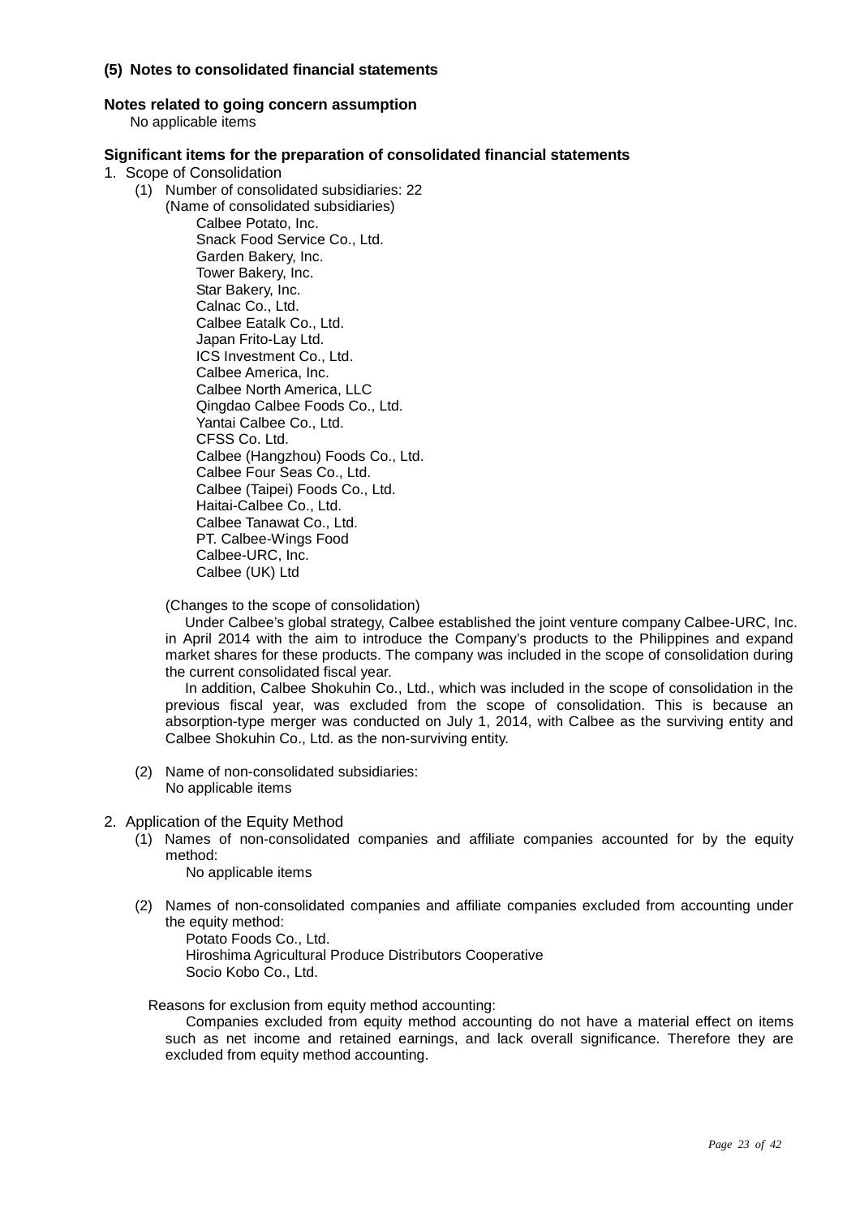## (5) Notes to consolidated financial statements

### Notes related to going concern assumption

No applicable items

### Significant items for the preparation of consolidated financial statements

1. Scope of Consolidation
   (1) Number of consolidated subsidiaries: 22
   (Name of consolidated subsidiaries)
   - Calbee Potato, Inc.
   - Snack Food Service Co., Ltd.
   - Garden Bakery, Inc.
   - Tower Bakery, Inc.
   - Star Bakery, Inc.
   - Calnac Co., Ltd.
   - Calbee Eatalk Co., Ltd.
   - Japan Frito-Lay Ltd.
   - ICS Investment Co., Ltd.
   - Calbee America, Inc.
   - Calbee North America, LLC
   - Qingdao Calbee Foods Co., Ltd.
   - Yantai Calbee Co., Ltd.
   - CFSS Co. Ltd.
   - Calbee (Hangzhou) Foods Co., Ltd.
   - Calbee Four Seas Co., Ltd.
   - Calbee (Taipei) Foods Co., Ltd.
   - Haitai-Calbee Co., Ltd.
   - Calbee Tanawat Co., Ltd.
   - PT. Calbee-Wings Food
   - Calbee-URC, Inc.
   - Calbee (UK) Ltd

   (Changes to the scope of consolidation)

   Under Calbee's global strategy, Calbee established the joint venture company Calbee-URC, Inc. in April 2014 with the aim to introduce the Company's products to the Philippines and expand market shares for these products. The company was included in the scope of consolidation during the current consolidated fiscal year.

   In addition, Calbee Shokuhin Co., Ltd., which was included in the scope of consolidation in the previous fiscal year, was excluded from the scope of consolidation. This is because an absorption-type merger was conducted on July 1, 2014, with Calbee as the surviving entity and Calbee Shokuhin Co., Ltd. as the non-surviving entity.

   (2) Name of non-consolidated subsidiaries:
   No applicable items

2. Application of the Equity Method
   (1) Names of non-consolidated companies and affiliate companies accounted for by the equity method:
   No applicable items

   (2) Names of non-consolidated companies and affiliate companies excluded from accounting under the equity method:
   - Potato Foods Co., Ltd.
   - Hiroshima Agricultural Produce Distributors Cooperative
   - Socio Kobo Co., Ltd.

   Reasons for exclusion from equity method accounting:

   Companies excluded from equity method accounting do not have a material effect on items such as net income and retained earnings, and lack overall significance. Therefore they are excluded from equity method accounting.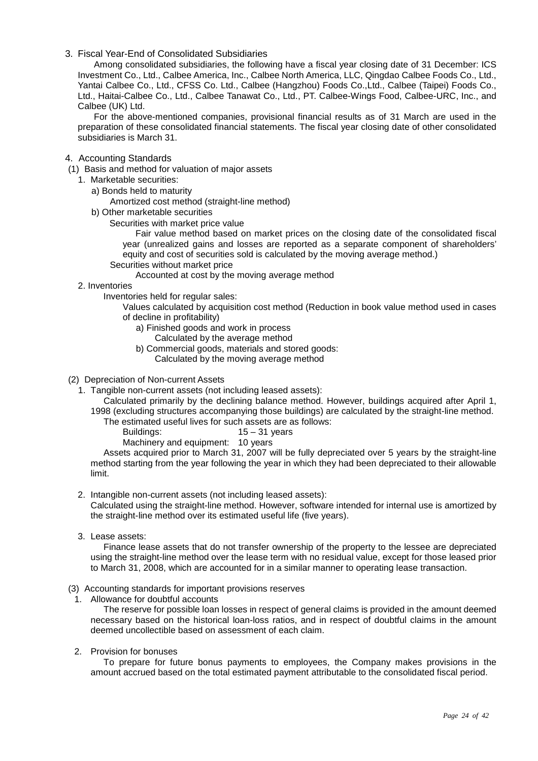## 3. Fiscal Year-End of Consolidated Subsidiaries

Among consolidated subsidiaries, the following have a fiscal year closing date of 31 December: ICS Investment Co., Ltd., Calbee America, Inc., Calbee North America, LLC, Qingdao Calbee Foods Co., Ltd., Yantai Calbee Co., Ltd., CFSS Co. Ltd., Calbee (Hangzhou) Foods Co.,Ltd., Calbee (Taipei) Foods Co., Ltd., Haitai-Calbee Co., Ltd., Calbee Tanawat Co., Ltd., PT. Calbee-Wings Food, Calbee-URC, Inc., and Calbee (UK) Ltd.

For the above-mentioned companies, provisional financial results as of 31 March are used in the preparation of these consolidated financial statements. The fiscal year closing date of other consolidated subsidiaries is March 31.

## 4. Accounting Standards

### (1) Basis and method for valuation of major assets

1. Marketable securities:
   - a) Bonds held to maturity
     - Amortized cost method (straight-line method)
   - b) Other marketable securities
     - Securities with market price value
       - Fair value method based on market prices on the closing date of the consolidated fiscal year (unrealized gains and losses are reported as a separate component of shareholders' equity and cost of securities sold is calculated by the moving average method.)
     - Securities without market price
       - Accounted at cost by the moving average method

2. Inventories
   - Inventories held for regular sales:
     - Values calculated by acquisition cost method (Reduction in book value method used in cases of decline in profitability)
       - a) Finished goods and work in process
         - Calculated by the average method
       - b) Commercial goods, materials and stored goods:
         - Calculated by the moving average method

### (2) Depreciation of Non-current Assets

1. Tangible non-current assets (not including leased assets):

   Calculated primarily by the declining balance method. However, buildings acquired after April 1, 1998 (excluding structures accompanying those buildings) are calculated by the straight-line method.

   The estimated useful lives for such assets are as follows:

   Buildings: 15 – 31 years

   Machinery and equipment: 10 years

   Assets acquired prior to March 31, 2007 will be fully depreciated over 5 years by the straight-line method starting from the year following the year in which they had been depreciated to their allowable limit.

2. Intangible non-current assets (not including leased assets):

   Calculated using the straight-line method. However, software intended for internal use is amortized by the straight-line method over its estimated useful life (five years).

3. Lease assets:

   Finance lease assets that do not transfer ownership of the property to the lessee are depreciated using the straight-line method over the lease term with no residual value, except for those leased prior to March 31, 2008, which are accounted for in a similar manner to operating lease transaction.

### (3) Accounting standards for important provisions reserves

1. Allowance for doubtful accounts

   The reserve for possible loan losses in respect of general claims is provided in the amount deemed necessary based on the historical loan-loss ratios, and in respect of doubtful claims in the amount deemed uncollectible based on assessment of each claim.

2. Provision for bonuses

   To prepare for future bonus payments to employees, the Company makes provisions in the amount accrued based on the total estimated payment attributable to the consolidated fiscal period.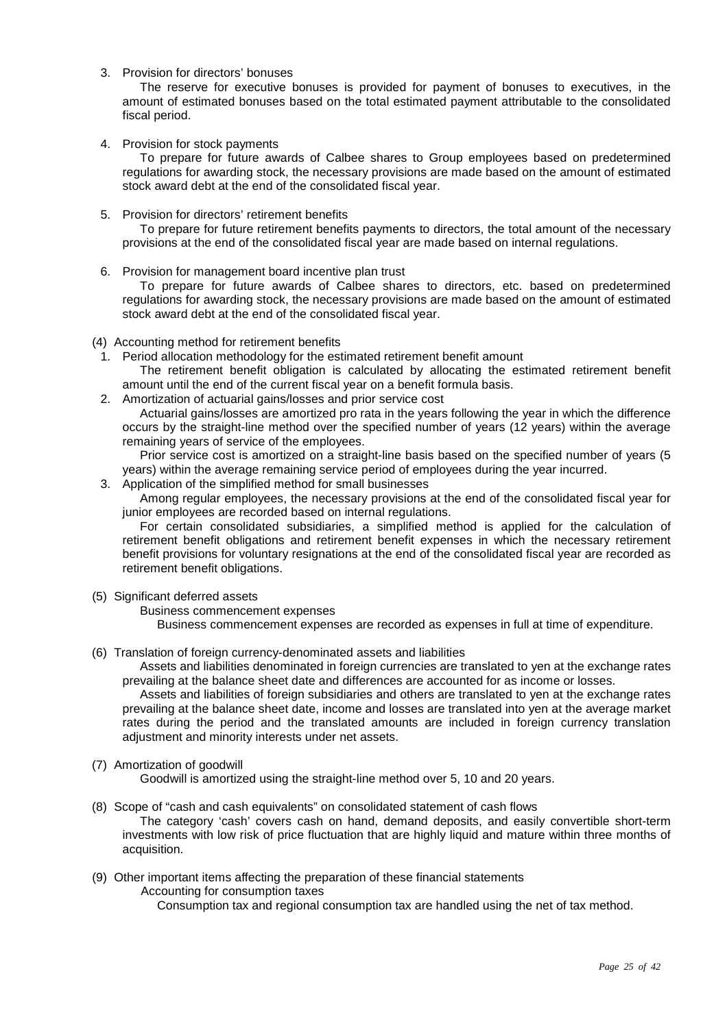3. Provision for directors' bonuses

   The reserve for executive bonuses is provided for payment of bonuses to executives, in the amount of estimated bonuses based on the total estimated payment attributable to the consolidated fiscal period.

4. Provision for stock payments

   To prepare for future awards of Calbee shares to Group employees based on predetermined regulations for awarding stock, the necessary provisions are made based on the amount of estimated stock award debt at the end of the consolidated fiscal year.

5. Provision for directors' retirement benefits

   To prepare for future retirement benefits payments to directors, the total amount of the necessary provisions at the end of the consolidated fiscal year are made based on internal regulations.

6. Provision for management board incentive plan trust

   To prepare for future awards of Calbee shares to directors, etc. based on predetermined regulations for awarding stock, the necessary provisions are made based on the amount of estimated stock award debt at the end of the consolidated fiscal year.

(4) Accounting method for retirement benefits

1. Period allocation methodology for the estimated retirement benefit amount

   The retirement benefit obligation is calculated by allocating the estimated retirement benefit amount until the end of the current fiscal year on a benefit formula basis.

2. Amortization of actuarial gains/losses and prior service cost

   Actuarial gains/losses are amortized pro rata in the years following the year in which the difference occurs by the straight-line method over the specified number of years (12 years) within the average remaining years of service of the employees.

   Prior service cost is amortized on a straight-line basis based on the specified number of years (5 years) within the average remaining service period of employees during the year incurred.

3. Application of the simplified method for small businesses

   Among regular employees, the necessary provisions at the end of the consolidated fiscal year for junior employees are recorded based on internal regulations.

   For certain consolidated subsidiaries, a simplified method is applied for the calculation of retirement benefit obligations and retirement benefit expenses in which the necessary retirement benefit provisions for voluntary resignations at the end of the consolidated fiscal year are recorded as retirement benefit obligations.

(5) Significant deferred assets

   Business commencement expenses

   Business commencement expenses are recorded as expenses in full at time of expenditure.

(6) Translation of foreign currency-denominated assets and liabilities

   Assets and liabilities denominated in foreign currencies are translated to yen at the exchange rates prevailing at the balance sheet date and differences are accounted for as income or losses.

   Assets and liabilities of foreign subsidiaries and others are translated to yen at the exchange rates prevailing at the balance sheet date, income and losses are translated into yen at the average market rates during the period and the translated amounts are included in foreign currency translation adjustment and minority interests under net assets.

(7) Amortization of goodwill

   Goodwill is amortized using the straight-line method over 5, 10 and 20 years.

(8) Scope of "cash and cash equivalents" on consolidated statement of cash flows

   The category 'cash' covers cash on hand, demand deposits, and easily convertible short-term investments with low risk of price fluctuation that are highly liquid and mature within three months of acquisition.

(9) Other important items affecting the preparation of these financial statements

   Accounting for consumption taxes

   Consumption tax and regional consumption tax are handled using the net of tax method.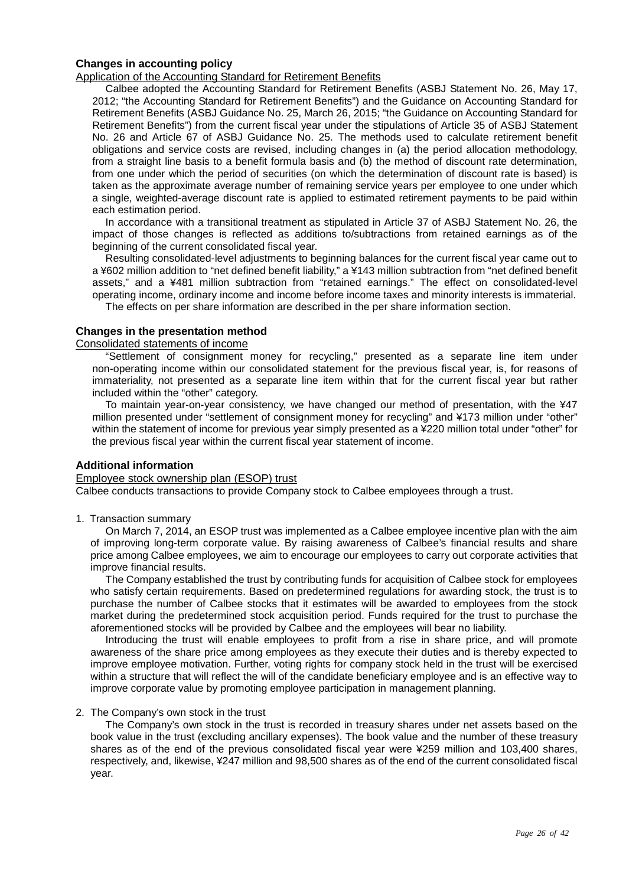**Changes in accounting policy**

Application of the Accounting Standard for Retirement Benefits

Calbee adopted the Accounting Standard for Retirement Benefits (ASBJ Statement No. 26, May 17, 2012; "the Accounting Standard for Retirement Benefits") and the Guidance on Accounting Standard for Retirement Benefits (ASBJ Guidance No. 25, March 26, 2015; "the Guidance on Accounting Standard for Retirement Benefits") from the current fiscal year under the stipulations of Article 35 of ASBJ Statement No. 26 and Article 67 of ASBJ Guidance No. 25. The methods used to calculate retirement benefit obligations and service costs are revised, including changes in (a) the period allocation methodology, from a straight line basis to a benefit formula basis and (b) the method of discount rate determination, from one under which the period of securities (on which the determination of discount rate is based) is taken as the approximate average number of remaining service years per employee to one under which a single, weighted-average discount rate is applied to estimated retirement payments to be paid within each estimation period.

In accordance with a transitional treatment as stipulated in Article 37 of ASBJ Statement No. 26, the impact of those changes is reflected as additions to/subtractions from retained earnings as of the beginning of the current consolidated fiscal year.

Resulting consolidated-level adjustments to beginning balances for the current fiscal year came out to a ¥602 million addition to "net defined benefit liability," a ¥143 million subtraction from "net defined benefit assets," and a ¥481 million subtraction from "retained earnings." The effect on consolidated-level operating income, ordinary income and income before income taxes and minority interests is immaterial.

The effects on per share information are described in the per share information section.

**Changes in the presentation method**

Consolidated statements of income

"Settlement of consignment money for recycling," presented as a separate line item under non-operating income within our consolidated statement for the previous fiscal year, is, for reasons of immateriality, not presented as a separate line item within that for the current fiscal year but rather included within the "other" category.

To maintain year-on-year consistency, we have changed our method of presentation, with the ¥47 million presented under "settlement of consignment money for recycling" and ¥173 million under "other" within the statement of income for previous year simply presented as a ¥220 million total under "other" for the previous fiscal year within the current fiscal year statement of income.

**Additional information**

Employee stock ownership plan (ESOP) trust

Calbee conducts transactions to provide Company stock to Calbee employees through a trust.

1. Transaction summary

On March 7, 2014, an ESOP trust was implemented as a Calbee employee incentive plan with the aim of improving long-term corporate value. By raising awareness of Calbee's financial results and share price among Calbee employees, we aim to encourage our employees to carry out corporate activities that improve financial results.

The Company established the trust by contributing funds for acquisition of Calbee stock for employees who satisfy certain requirements. Based on predetermined regulations for awarding stock, the trust is to purchase the number of Calbee stocks that it estimates will be awarded to employees from the stock market during the predetermined stock acquisition period. Funds required for the trust to purchase the aforementioned stocks will be provided by Calbee and the employees will bear no liability.

Introducing the trust will enable employees to profit from a rise in share price, and will promote awareness of the share price among employees as they execute their duties and is thereby expected to improve employee motivation. Further, voting rights for company stock held in the trust will be exercised within a structure that will reflect the will of the candidate beneficiary employee and is an effective way to improve corporate value by promoting employee participation in management planning.

2. The Company's own stock in the trust

The Company's own stock in the trust is recorded in treasury shares under net assets based on the book value in the trust (excluding ancillary expenses). The book value and the number of these treasury shares as of the end of the previous consolidated fiscal year were ¥259 million and 103,400 shares, respectively, and, likewise, ¥247 million and 98,500 shares as of the end of the current consolidated fiscal year.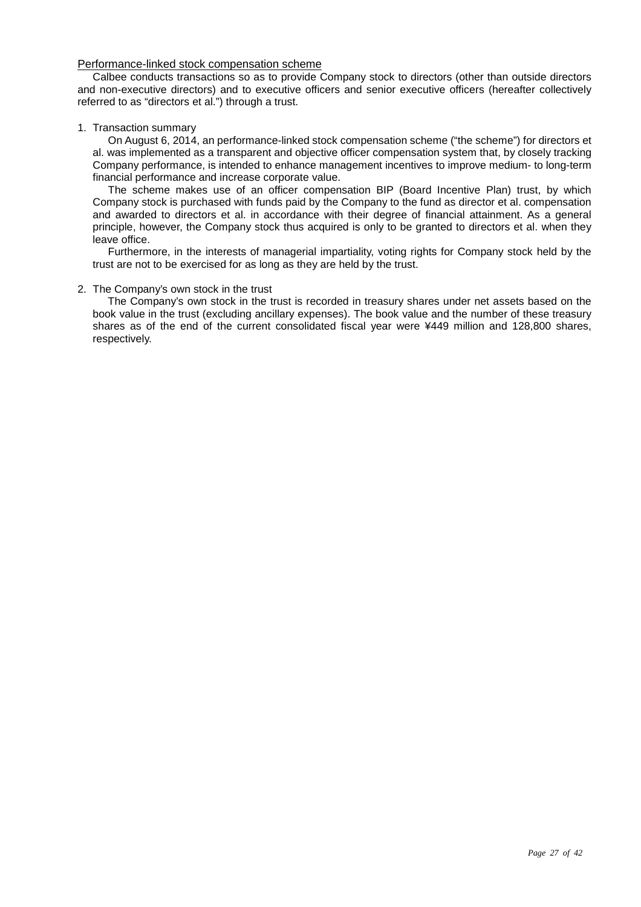## Performance-linked stock compensation scheme

Calbee conducts transactions so as to provide Company stock to directors (other than outside directors and non-executive directors) and to executive officers and senior executive officers (hereafter collectively referred to as "directors et al.") through a trust.

1. Transaction summary

   On August 6, 2014, an performance-linked stock compensation scheme ("the scheme") for directors et al. was implemented as a transparent and objective officer compensation system that, by closely tracking Company performance, is intended to enhance management incentives to improve medium- to long-term financial performance and increase corporate value.

   The scheme makes use of an officer compensation BIP (Board Incentive Plan) trust, by which Company stock is purchased with funds paid by the Company to the fund as director et al. compensation and awarded to directors et al. in accordance with their degree of financial attainment. As a general principle, however, the Company stock thus acquired is only to be granted to directors et al. when they leave office.

   Furthermore, in the interests of managerial impartiality, voting rights for Company stock held by the trust are not to be exercised for as long as they are held by the trust.

2. The Company's own stock in the trust

   The Company's own stock in the trust is recorded in treasury shares under net assets based on the book value in the trust (excluding ancillary expenses). The book value and the number of these treasury shares as of the end of the current consolidated fiscal year were ¥449 million and 128,800 shares, respectively.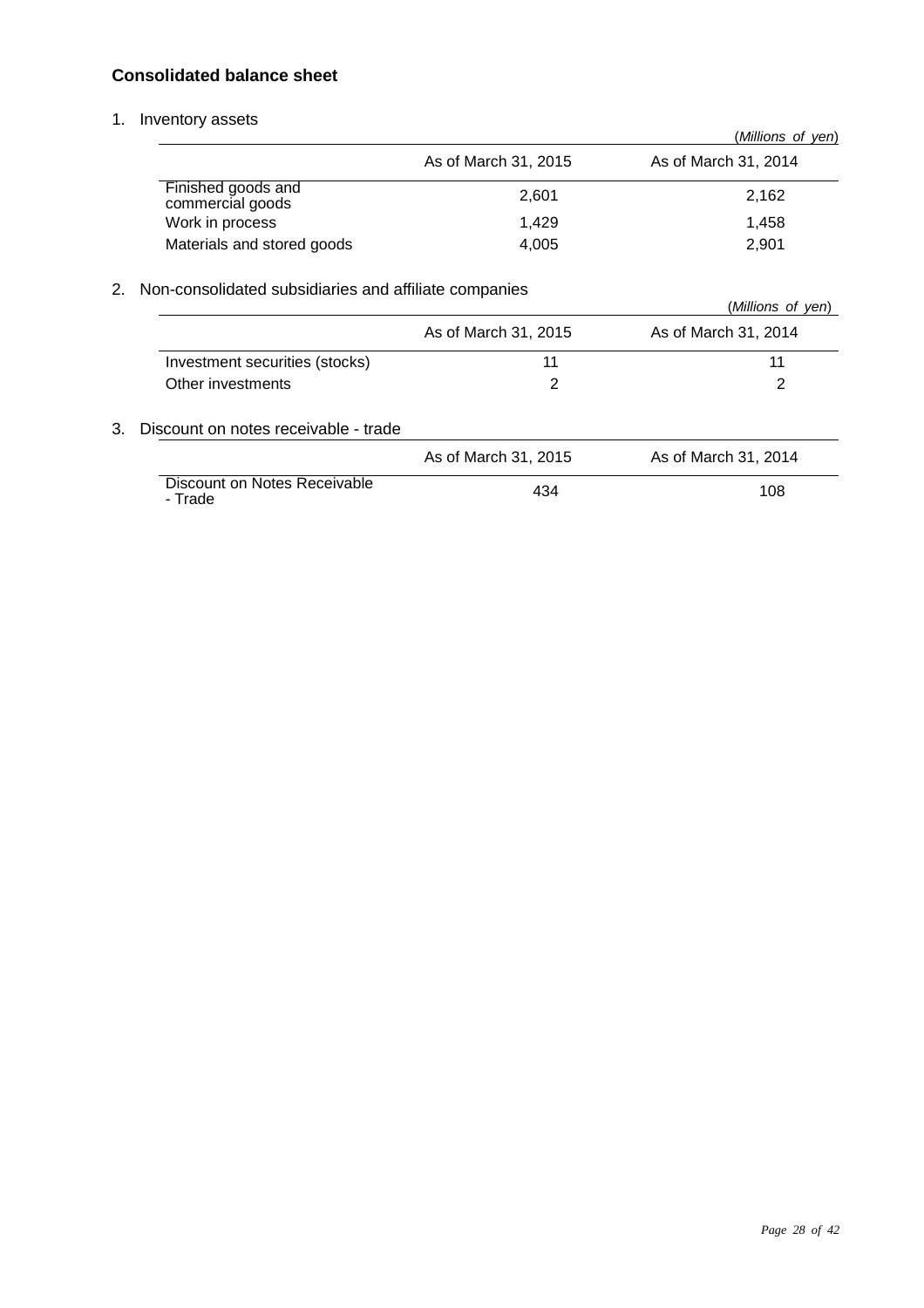## Consolidated balance sheet

1. Inventory assets

(*Millions of yen*)

| | As of March 31, 2015 | As of March 31, 2014 |
|---|---|---|
| Finished goods and commercial goods | 2,601 | 2,162 |
| Work in process | 1,429 | 1,458 |
| Materials and stored goods | 4,005 | 2,901 |

2. Non-consolidated subsidiaries and affiliate companies

(*Millions of yen*)

| | As of March 31, 2015 | As of March 31, 2014 |
|---|---|---|
| Investment securities (stocks) | 11 | 11 |
| Other investments | 2 | 2 |

3. Discount on notes receivable - trade

| | As of March 31, 2015 | As of March 31, 2014 |
|---|---|---|
| Discount on Notes Receivable - Trade | 434 | 108 |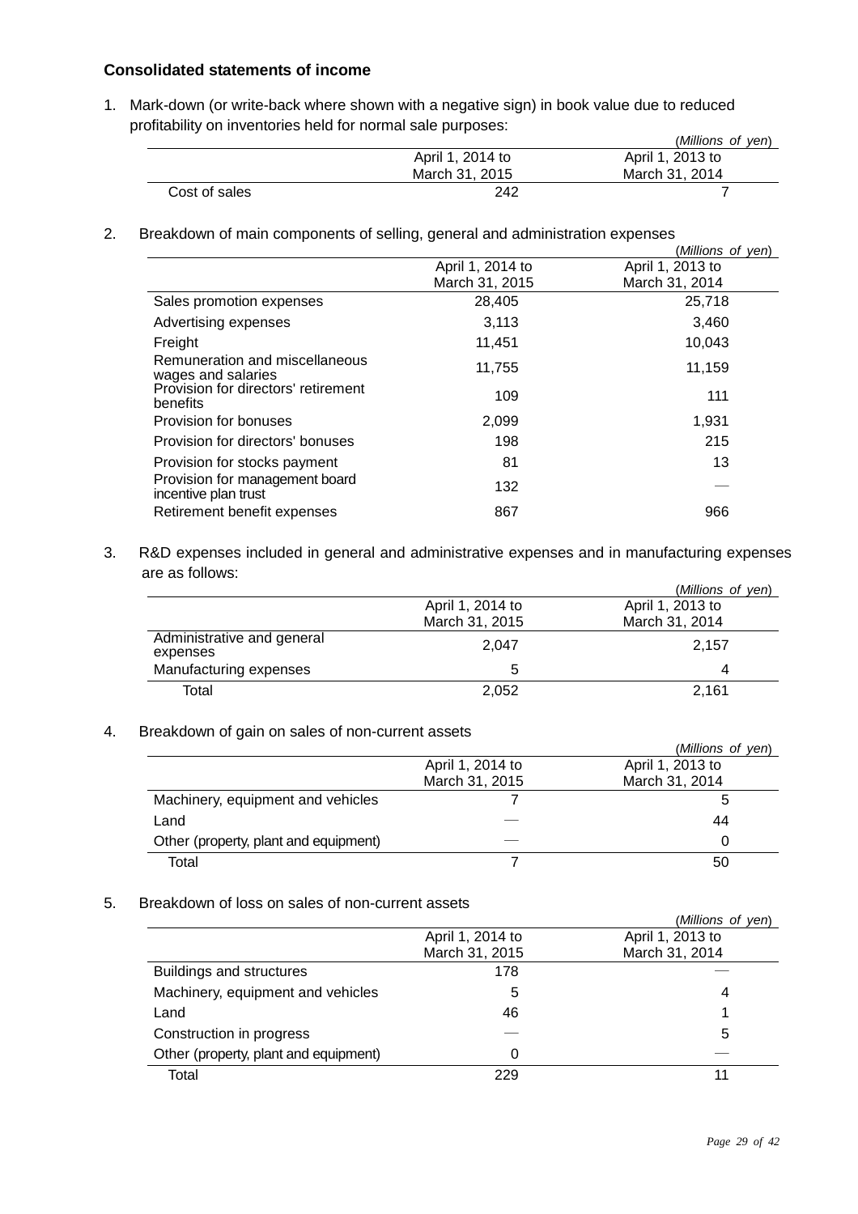**Consolidated statements of income**

1. Mark-down (or write-back where shown with a negative sign) in book value due to reduced profitability on inventories held for normal sale purposes:

(*Millions of yen*)

| | April 1, 2014 to March 31, 2015 | April 1, 2013 to March 31, 2014 |
|---|---|---|
| Cost of sales | 242 | 7 |

2. Breakdown of main components of selling, general and administration expenses

(*Millions of yen*)

| | April 1, 2014 to March 31, 2015 | April 1, 2013 to March 31, 2014 |
|---|---|---|
| Sales promotion expenses | 28,405 | 25,718 |
| Advertising expenses | 3,113 | 3,460 |
| Freight | 11,451 | 10,043 |
| Remuneration and miscellaneous wages and salaries | 11,755 | 11,159 |
| Provision for directors' retirement benefits | 109 | 111 |
| Provision for bonuses | 2,099 | 1,931 |
| Provision for directors' bonuses | 198 | 215 |
| Provision for stocks payment | 81 | 13 |
| Provision for management board incentive plan trust | 132 | — |
| Retirement benefit expenses | 867 | 966 |

3. R&D expenses included in general and administrative expenses and in manufacturing expenses are as follows:

(*Millions of yen*)

| | April 1, 2014 to March 31, 2015 | April 1, 2013 to March 31, 2014 |
|---|---|---|
| Administrative and general expenses | 2,047 | 2,157 |
| Manufacturing expenses | 5 | 4 |
| Total | 2,052 | 2,161 |

4. Breakdown of gain on sales of non-current assets

(*Millions of yen*)

| | April 1, 2014 to March 31, 2015 | April 1, 2013 to March 31, 2014 |
|---|---|---|
| Machinery, equipment and vehicles | 7 | 5 |
| Land | — | 44 |
| Other (property, plant and equipment) | — | 0 |
| Total | 7 | 50 |

5. Breakdown of loss on sales of non-current assets

(*Millions of yen*)

| | April 1, 2014 to March 31, 2015 | April 1, 2013 to March 31, 2014 |
|---|---|---|
| Buildings and structures | 178 | — |
| Machinery, equipment and vehicles | 5 | 4 |
| Land | 46 | 1 |
| Construction in progress | — | 5 |
| Other (property, plant and equipment) | 0 | — |
| Total | 229 | 11 |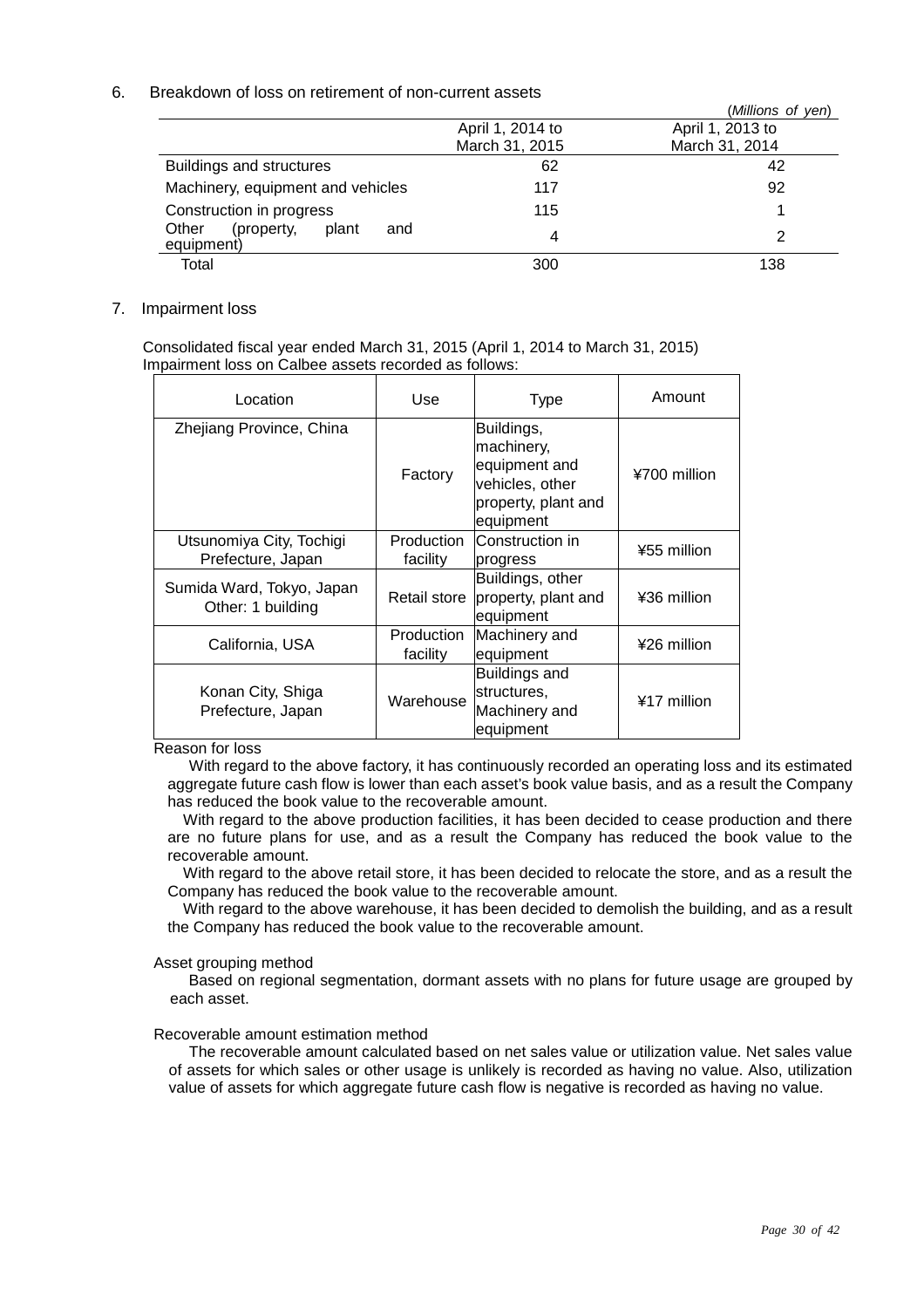6. Breakdown of loss on retirement of non-current assets

(*Millions of yen*)

| | April 1, 2014 to March 31, 2015 | April 1, 2013 to March 31, 2014 |
|---|---|---|
| Buildings and structures | 62 | 42 |
| Machinery, equipment and vehicles | 117 | 92 |
| Construction in progress | 115 | 1 |
| Other (property, plant and equipment) | 4 | 2 |
| Total | 300 | 138 |

7. Impairment loss

Consolidated fiscal year ended March 31, 2015 (April 1, 2014 to March 31, 2015)
Impairment loss on Calbee assets recorded as follows:

| Location | Use | Type | Amount |
|---|---|---|---|
| Zhejiang Province, China | Factory | Buildings, machinery, equipment and vehicles, other property, plant and equipment | ¥700 million |
| Utsunomiya City, Tochigi Prefecture, Japan | Production facility | Construction in progress | ¥55 million |
| Sumida Ward, Tokyo, Japan Other: 1 building | Retail store | Buildings, other property, plant and equipment | ¥36 million |
| California, USA | Production facility | Machinery and equipment | ¥26 million |
| Konan City, Shiga Prefecture, Japan | Warehouse | Buildings and structures, Machinery and equipment | ¥17 million |

Reason for loss

With regard to the above factory, it has continuously recorded an operating loss and its estimated aggregate future cash flow is lower than each asset's book value basis, and as a result the Company has reduced the book value to the recoverable amount.

With regard to the above production facilities, it has been decided to cease production and there are no future plans for use, and as a result the Company has reduced the book value to the recoverable amount.

With regard to the above retail store, it has been decided to relocate the store, and as a result the Company has reduced the book value to the recoverable amount.

With regard to the above warehouse, it has been decided to demolish the building, and as a result the Company has reduced the book value to the recoverable amount.

Asset grouping method

Based on regional segmentation, dormant assets with no plans for future usage are grouped by each asset.

Recoverable amount estimation method

The recoverable amount calculated based on net sales value or utilization value. Net sales value of assets for which sales or other usage is unlikely is recorded as having no value. Also, utilization value of assets for which aggregate future cash flow is negative is recorded as having no value.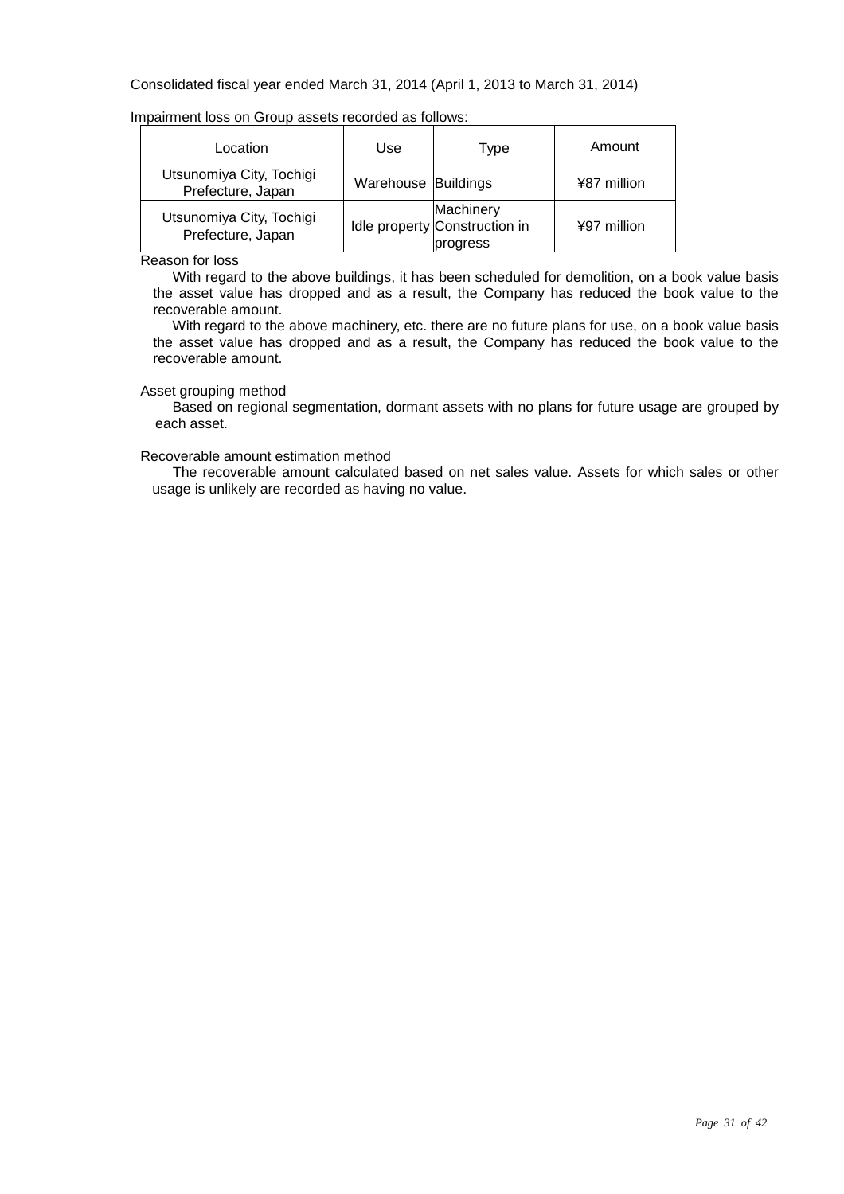Consolidated fiscal year ended March 31, 2014 (April 1, 2013 to March 31, 2014)

Impairment loss on Group assets recorded as follows:

| Location | Use | Type | Amount |
|---|---|---|---|
| Utsunomiya City, Tochigi Prefecture, Japan | Warehouse | Buildings | ¥87 million |
| Utsunomiya City, Tochigi Prefecture, Japan | Idle property | Machinery Construction in progress | ¥97 million |

Reason for loss

With regard to the above buildings, it has been scheduled for demolition, on a book value basis the asset value has dropped and as a result, the Company has reduced the book value to the recoverable amount.

With regard to the above machinery, etc. there are no future plans for use, on a book value basis the asset value has dropped and as a result, the Company has reduced the book value to the recoverable amount.

Asset grouping method

Based on regional segmentation, dormant assets with no plans for future usage are grouped by each asset.

Recoverable amount estimation method

The recoverable amount calculated based on net sales value. Assets for which sales or other usage is unlikely are recorded as having no value.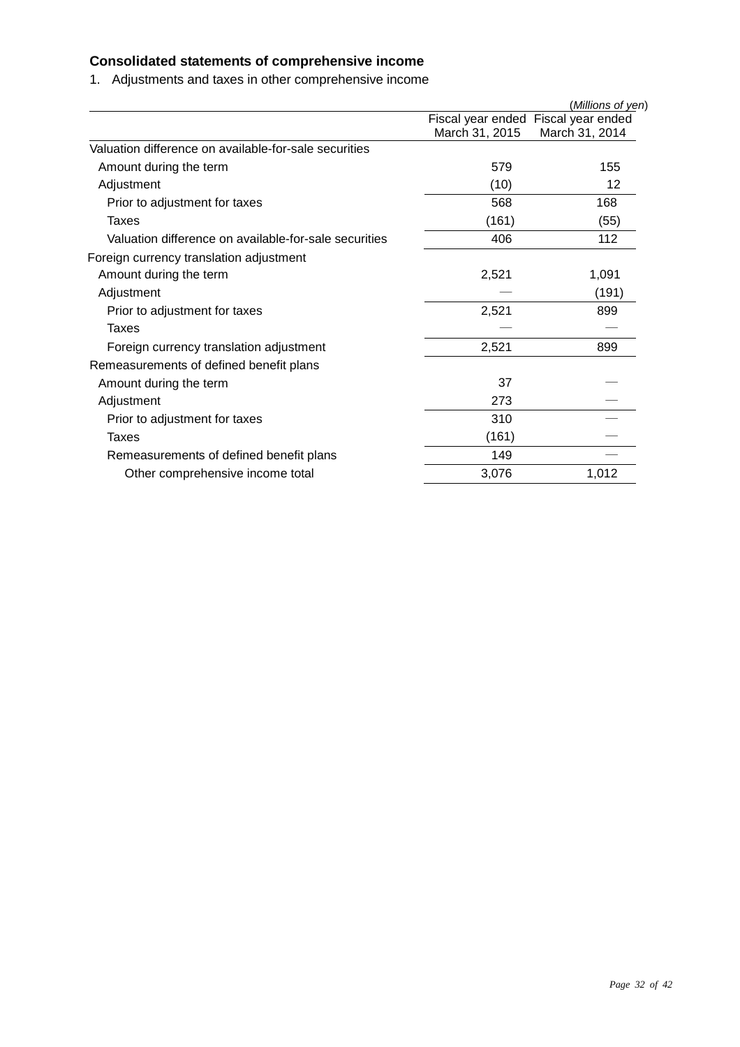**Consolidated statements of comprehensive income**

1. Adjustments and taxes in other comprehensive income

(*Millions of yen*)

| | Fiscal year ended March 31, 2015 | Fiscal year ended March 31, 2014 |
|---|---|---|
| Valuation difference on available-for-sale securities | | |
| Amount during the term | 579 | 155 |
| Adjustment | (10) | 12 |
| Prior to adjustment for taxes | 568 | 168 |
| Taxes | (161) | (55) |
| Valuation difference on available-for-sale securities | 406 | 112 |
| Foreign currency translation adjustment | | |
| Amount during the term | 2,521 | 1,091 |
| Adjustment | — | (191) |
| Prior to adjustment for taxes | 2,521 | 899 |
| Taxes | — | — |
| Foreign currency translation adjustment | 2,521 | 899 |
| Remeasurements of defined benefit plans | | |
| Amount during the term | 37 | — |
| Adjustment | 273 | — |
| Prior to adjustment for taxes | 310 | — |
| Taxes | (161) | — |
| Remeasurements of defined benefit plans | 149 | — |
| Other comprehensive income total | 3,076 | 1,012 |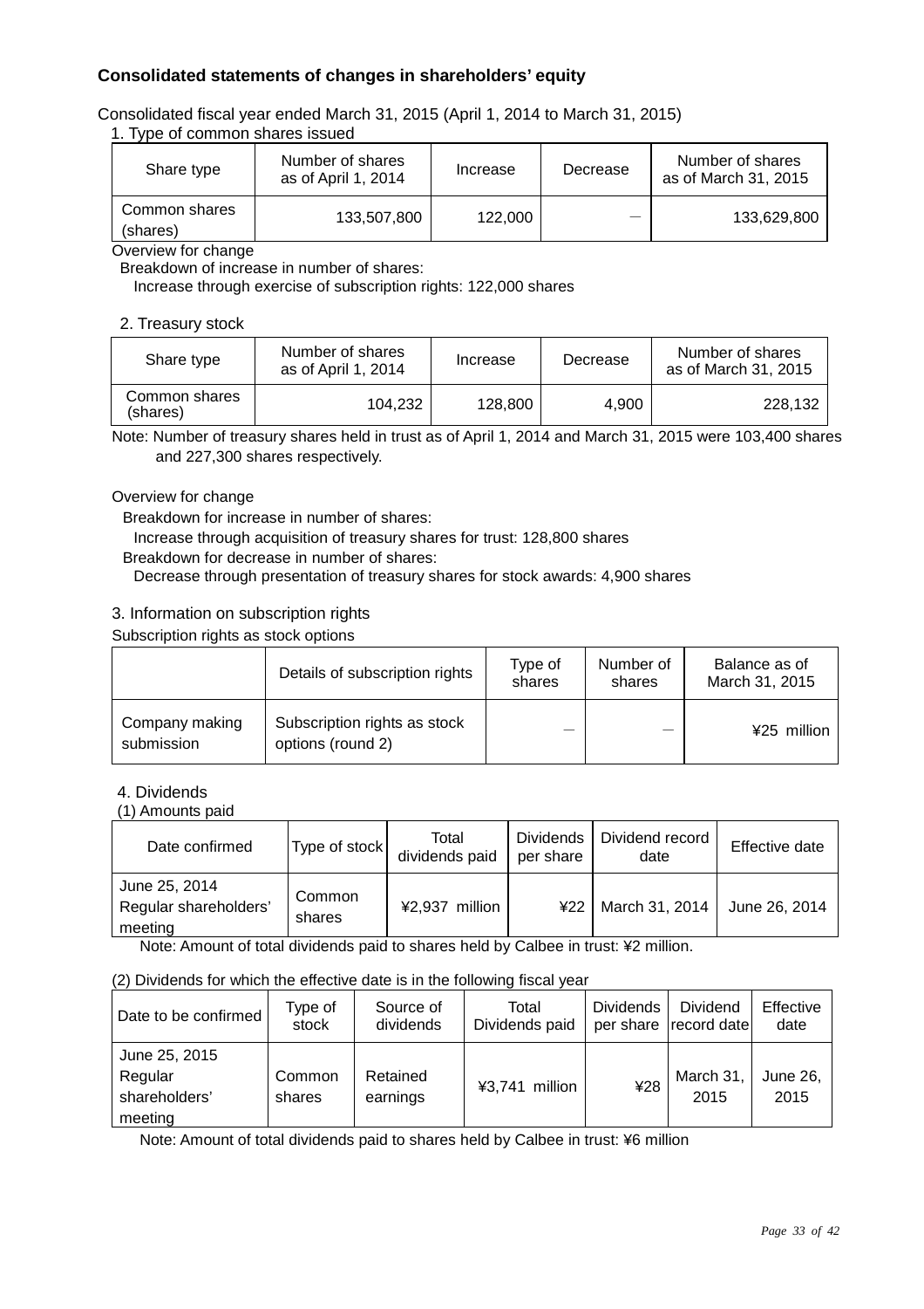## Consolidated statements of changes in shareholders' equity

Consolidated fiscal year ended March 31, 2015 (April 1, 2014 to March 31, 2015)

1. Type of common shares issued

| Share type | Number of shares as of April 1, 2014 | Increase | Decrease | Number of shares as of March 31, 2015 |
|---|---|---|---|---|
| Common shares (shares) | 133,507,800 | 122,000 | — | 133,629,800 |

Overview for change

Breakdown of increase in number of shares:

Increase through exercise of subscription rights: 122,000 shares

2. Treasury stock

| Share type | Number of shares as of April 1, 2014 | Increase | Decrease | Number of shares as of March 31, 2015 |
|---|---|---|---|---|
| Common shares (shares) | 104,232 | 128,800 | 4,900 | 228,132 |

Note: Number of treasury shares held in trust as of April 1, 2014 and March 31, 2015 were 103,400 shares and 227,300 shares respectively.

Overview for change

Breakdown for increase in number of shares:

Increase through acquisition of treasury shares for trust: 128,800 shares

Breakdown for decrease in number of shares:

Decrease through presentation of treasury shares for stock awards: 4,900 shares

3. Information on subscription rights

Subscription rights as stock options

| | Details of subscription rights | Type of shares | Number of shares | Balance as of March 31, 2015 |
|---|---|---|---|---|
| Company making submission | Subscription rights as stock options (round 2) | — | — | ¥25 million |

4. Dividends

(1) Amounts paid

| Date confirmed | Type of stock | Total dividends paid | Dividends per share | Dividend record date | Effective date |
|---|---|---|---|---|---|
| June 25, 2014 Regular shareholders' meeting | Common shares | ¥2,937 million | ¥22 | March 31, 2014 | June 26, 2014 |

Note: Amount of total dividends paid to shares held by Calbee in trust: ¥2 million.

(2) Dividends for which the effective date is in the following fiscal year

| Date to be confirmed | Type of stock | Source of dividends | Total Dividends paid | Dividends per share | Dividend record date | Effective date |
|---|---|---|---|---|---|---|
| June 25, 2015 Regular shareholders' meeting | Common shares | Retained earnings | ¥3,741 million | ¥28 | March 31, 2015 | June 26, 2015 |

Note: Amount of total dividends paid to shares held by Calbee in trust: ¥6 million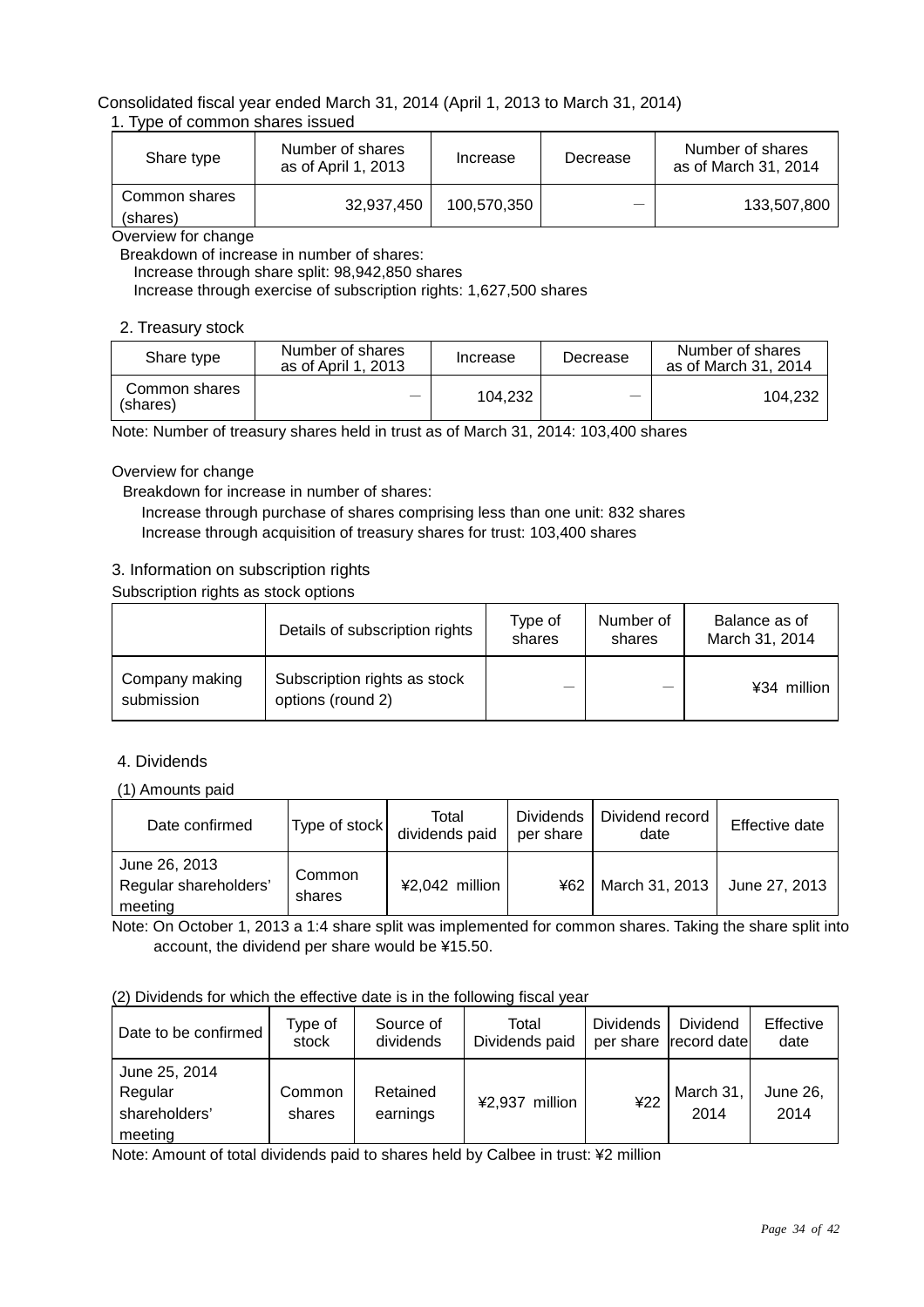Consolidated fiscal year ended March 31, 2014 (April 1, 2013 to March 31, 2014)

1. Type of common shares issued

| Share type | Number of shares as of April 1, 2013 | Increase | Decrease | Number of shares as of March 31, 2014 |
|---|---|---|---|---|
| Common shares (shares) | 32,937,450 | 100,570,350 | — | 133,507,800 |

Overview for change

Breakdown of increase in number of shares:

Increase through share split: 98,942,850 shares

Increase through exercise of subscription rights: 1,627,500 shares

2. Treasury stock

| Share type | Number of shares as of April 1, 2013 | Increase | Decrease | Number of shares as of March 31, 2014 |
|---|---|---|---|---|
| Common shares (shares) | — | 104,232 | — | 104,232 |

Note: Number of treasury shares held in trust as of March 31, 2014: 103,400 shares

Overview for change

Breakdown for increase in number of shares:

Increase through purchase of shares comprising less than one unit: 832 shares

Increase through acquisition of treasury shares for trust: 103,400 shares

3. Information on subscription rights

Subscription rights as stock options

| | Details of subscription rights | Type of shares | Number of shares | Balance as of March 31, 2014 |
|---|---|---|---|---|
| Company making submission | Subscription rights as stock options (round 2) | — | — | ¥34 million |

4. Dividends

(1) Amounts paid

| Date confirmed | Type of stock | Total dividends paid | Dividends per share | Dividend record date | Effective date |
|---|---|---|---|---|---|
| June 26, 2013 Regular shareholders' meeting | Common shares | ¥2,042 million | ¥62 | March 31, 2013 | June 27, 2013 |

Note: On October 1, 2013 a 1:4 share split was implemented for common shares. Taking the share split into account, the dividend per share would be ¥15.50.

(2) Dividends for which the effective date is in the following fiscal year

| Date to be confirmed | Type of stock | Source of dividends | Total Dividends paid | Dividends per share | Dividend record date | Effective date |
|---|---|---|---|---|---|---|
| June 25, 2014 Regular shareholders' meeting | Common shares | Retained earnings | ¥2,937 million | ¥22 | March 31, 2014 | June 26, 2014 |

Note: Amount of total dividends paid to shares held by Calbee in trust: ¥2 million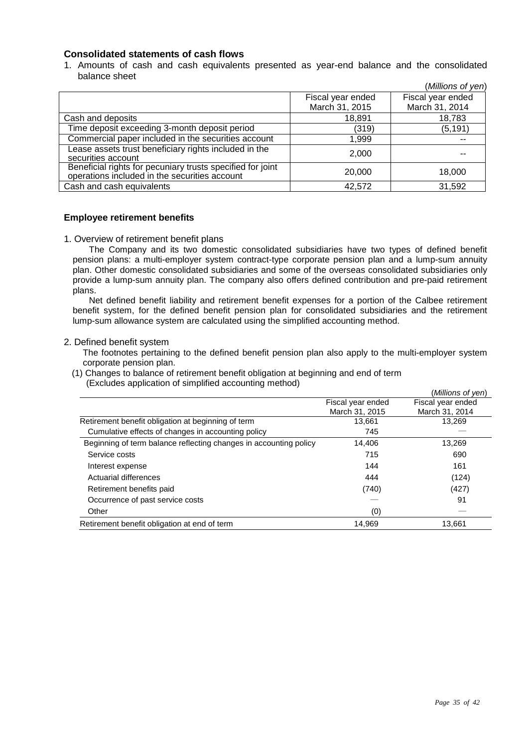## Consolidated statements of cash flows

1. Amounts of cash and cash equivalents presented as year-end balance and the consolidated balance sheet

(*Millions of yen*)

| | Fiscal year ended March 31, 2015 | Fiscal year ended March 31, 2014 |
|---|---|---|
| Cash and deposits | 18,891 | 18,783 |
| Time deposit exceeding 3-month deposit period | (319) | (5,191) |
| Commercial paper included in the securities account | 1,999 | -- |
| Lease assets trust beneficiary rights included in the securities account | 2,000 | -- |
| Beneficial rights for pecuniary trusts specified for joint operations included in the securities account | 20,000 | 18,000 |
| Cash and cash equivalents | 42,572 | 31,592 |

## Employee retirement benefits

1. Overview of retirement benefit plans

The Company and its two domestic consolidated subsidiaries have two types of defined benefit pension plans: a multi-employer system contract-type corporate pension plan and a lump-sum annuity plan. Other domestic consolidated subsidiaries and some of the overseas consolidated subsidiaries only provide a lump-sum annuity plan. The company also offers defined contribution and pre-paid retirement plans.

Net defined benefit liability and retirement benefit expenses for a portion of the Calbee retirement benefit system, for the defined benefit pension plan for consolidated subsidiaries and the retirement lump-sum allowance system are calculated using the simplified accounting method.

2. Defined benefit system

The footnotes pertaining to the defined benefit pension plan also apply to the multi-employer system corporate pension plan.

(1) Changes to balance of retirement benefit obligation at beginning and end of term
(Excludes application of simplified accounting method)

(*Millions of yen*)

| | Fiscal year ended March 31, 2015 | Fiscal year ended March 31, 2014 |
|---|---|---|
| Retirement benefit obligation at beginning of term | 13,661 | 13,269 |
| Cumulative effects of changes in accounting policy | 745 | — |
| Beginning of term balance reflecting changes in accounting policy | 14,406 | 13,269 |
| Service costs | 715 | 690 |
| Interest expense | 144 | 161 |
| Actuarial differences | 444 | (124) |
| Retirement benefits paid | (740) | (427) |
| Occurrence of past service costs | — | 91 |
| Other | (0) | — |
| Retirement benefit obligation at end of term | 14,969 | 13,661 |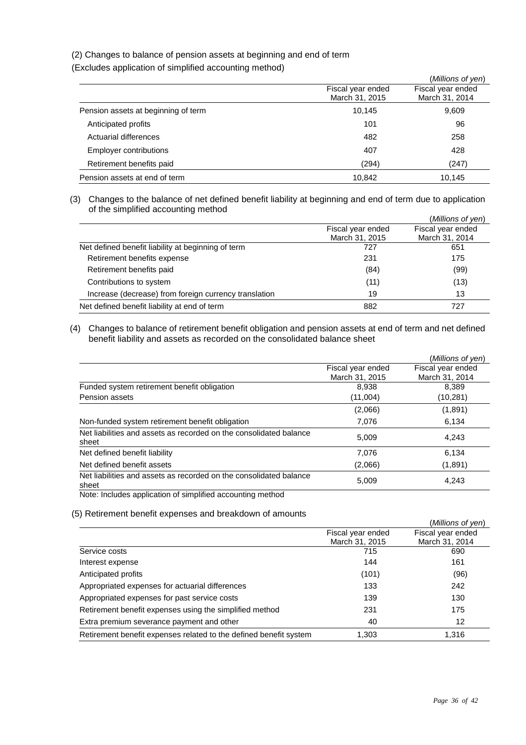(2) Changes to balance of pension assets at beginning and end of term

(Excludes application of simplified accounting method)

(*Millions of yen*)

| | Fiscal year ended March 31, 2015 | Fiscal year ended March 31, 2014 |
|---|---|---|
| Pension assets at beginning of term | 10,145 | 9,609 |
| Anticipated profits | 101 | 96 |
| Actuarial differences | 482 | 258 |
| Employer contributions | 407 | 428 |
| Retirement benefits paid | (294) | (247) |
| Pension assets at end of term | 10,842 | 10,145 |

(3) Changes to the balance of net defined benefit liability at beginning and end of term due to application of the simplified accounting method

(*Millions of yen*)

| | Fiscal year ended March 31, 2015 | Fiscal year ended March 31, 2014 |
|---|---|---|
| Net defined benefit liability at beginning of term | 727 | 651 |
| Retirement benefits expense | 231 | 175 |
| Retirement benefits paid | (84) | (99) |
| Contributions to system | (11) | (13) |
| Increase (decrease) from foreign currency translation | 19 | 13 |
| Net defined benefit liability at end of term | 882 | 727 |

(4) Changes to balance of retirement benefit obligation and pension assets at end of term and net defined benefit liability and assets as recorded on the consolidated balance sheet

(*Millions of yen*)

| | Fiscal year ended March 31, 2015 | Fiscal year ended March 31, 2014 |
|---|---|---|
| Funded system retirement benefit obligation | 8,938 | 8,389 |
| Pension assets | (11,004) | (10,281) |
| | (2,066) | (1,891) |
| Non-funded system retirement benefit obligation | 7,076 | 6,134 |
| Net liabilities and assets as recorded on the consolidated balance sheet | 5,009 | 4,243 |
| Net defined benefit liability | 7,076 | 6,134 |
| Net defined benefit assets | (2,066) | (1,891) |
| Net liabilities and assets as recorded on the consolidated balance sheet | 5,009 | 4,243 |

Note: Includes application of simplified accounting method

(5) Retirement benefit expenses and breakdown of amounts

(*Millions of yen*)

| | Fiscal year ended March 31, 2015 | Fiscal year ended March 31, 2014 |
|---|---|---|
| Service costs | 715 | 690 |
| Interest expense | 144 | 161 |
| Anticipated profits | (101) | (96) |
| Appropriated expenses for actuarial differences | 133 | 242 |
| Appropriated expenses for past service costs | 139 | 130 |
| Retirement benefit expenses using the simplified method | 231 | 175 |
| Extra premium severance payment and other | 40 | 12 |
| Retirement benefit expenses related to the defined benefit system | 1,303 | 1,316 |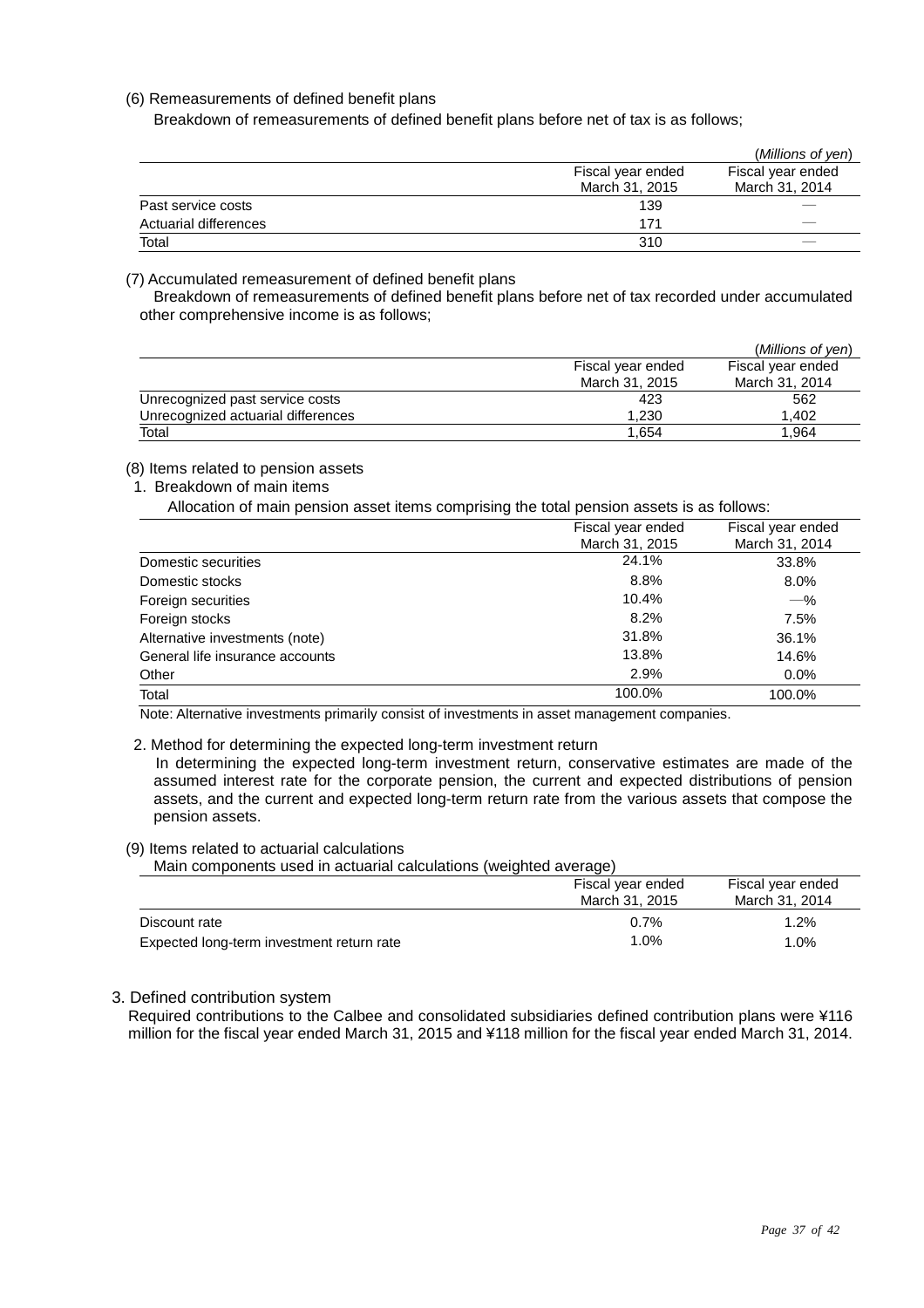(6) Remeasurements of defined benefit plans

Breakdown of remeasurements of defined benefit plans before net of tax is as follows;

(*Millions of yen*)

| | Fiscal year ended March 31, 2015 | Fiscal year ended March 31, 2014 |
|---|---|---|
| Past service costs | 139 | — |
| Actuarial differences | 171 | — |
| Total | 310 | — |

(7) Accumulated remeasurement of defined benefit plans

Breakdown of remeasurements of defined benefit plans before net of tax recorded under accumulated other comprehensive income is as follows;

(*Millions of yen*)

| | Fiscal year ended March 31, 2015 | Fiscal year ended March 31, 2014 |
|---|---|---|
| Unrecognized past service costs | 423 | 562 |
| Unrecognized actuarial differences | 1,230 | 1,402 |
| Total | 1,654 | 1,964 |

(8) Items related to pension assets

1. Breakdown of main items

Allocation of main pension asset items comprising the total pension assets is as follows:

| | Fiscal year ended March 31, 2015 | Fiscal year ended March 31, 2014 |
|---|---|---|
| Domestic securities | 24.1% | 33.8% |
| Domestic stocks | 8.8% | 8.0% |
| Foreign securities | 10.4% | —% |
| Foreign stocks | 8.2% | 7.5% |
| Alternative investments (note) | 31.8% | 36.1% |
| General life insurance accounts | 13.8% | 14.6% |
| Other | 2.9% | 0.0% |
| Total | 100.0% | 100.0% |

Note: Alternative investments primarily consist of investments in asset management companies.

2. Method for determining the expected long-term investment return

In determining the expected long-term investment return, conservative estimates are made of the assumed interest rate for the corporate pension, the current and expected distributions of pension assets, and the current and expected long-term return rate from the various assets that compose the pension assets.

(9) Items related to actuarial calculations

Main components used in actuarial calculations (weighted average)

| | Fiscal year ended March 31, 2015 | Fiscal year ended March 31, 2014 |
|---|---|---|
| Discount rate | 0.7% | 1.2% |
| Expected long-term investment return rate | 1.0% | 1.0% |

3. Defined contribution system

Required contributions to the Calbee and consolidated subsidiaries defined contribution plans were ¥116 million for the fiscal year ended March 31, 2015 and ¥118 million for the fiscal year ended March 31, 2014.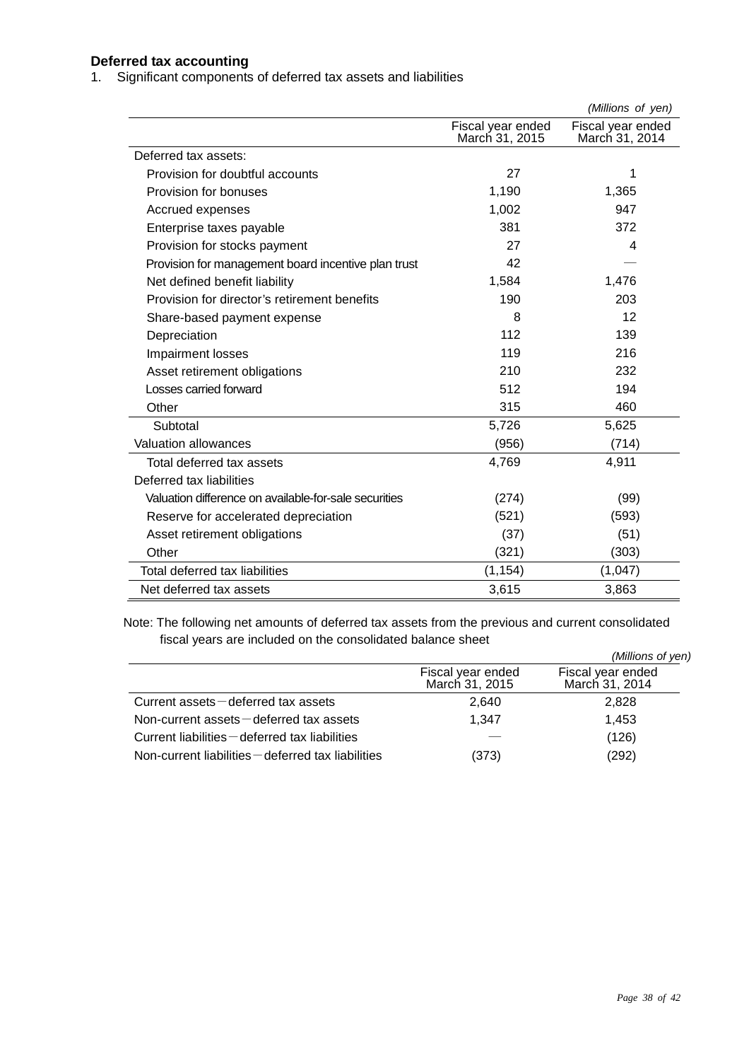**Deferred tax accounting**

1. Significant components of deferred tax assets and liabilities

*(Millions of yen)*

| | Fiscal year ended March 31, 2015 | Fiscal year ended March 31, 2014 |
|---|---|---|
| Deferred tax assets: | | |
| Provision for doubtful accounts | 27 | 1 |
| Provision for bonuses | 1,190 | 1,365 |
| Accrued expenses | 1,002 | 947 |
| Enterprise taxes payable | 381 | 372 |
| Provision for stocks payment | 27 | 4 |
| Provision for management board incentive plan trust | 42 | — |
| Net defined benefit liability | 1,584 | 1,476 |
| Provision for director’s retirement benefits | 190 | 203 |
| Share-based payment expense | 8 | 12 |
| Depreciation | 112 | 139 |
| Impairment losses | 119 | 216 |
| Asset retirement obligations | 210 | 232 |
| Losses carried forward | 512 | 194 |
| Other | 315 | 460 |
| Subtotal | 5,726 | 5,625 |
| Valuation allowances | (956) | (714) |
| Total deferred tax assets | 4,769 | 4,911 |
| Deferred tax liabilities | | |
| Valuation difference on available-for-sale securities | (274) | (99) |
| Reserve for accelerated depreciation | (521) | (593) |
| Asset retirement obligations | (37) | (51) |
| Other | (321) | (303) |
| Total deferred tax liabilities | (1,154) | (1,047) |
| Net deferred tax assets | 3,615 | 3,863 |

Note: The following net amounts of deferred tax assets from the previous and current consolidated fiscal years are included on the consolidated balance sheet

*(Millions of yen)*

| | Fiscal year ended March 31, 2015 | Fiscal year ended March 31, 2014 |
|---|---|---|
| Current assets－deferred tax assets | 2,640 | 2,828 |
| Non-current assets－deferred tax assets | 1,347 | 1,453 |
| Current liabilities－deferred tax liabilities | — | (126) |
| Non-current liabilities－deferred tax liabilities | (373) | (292) |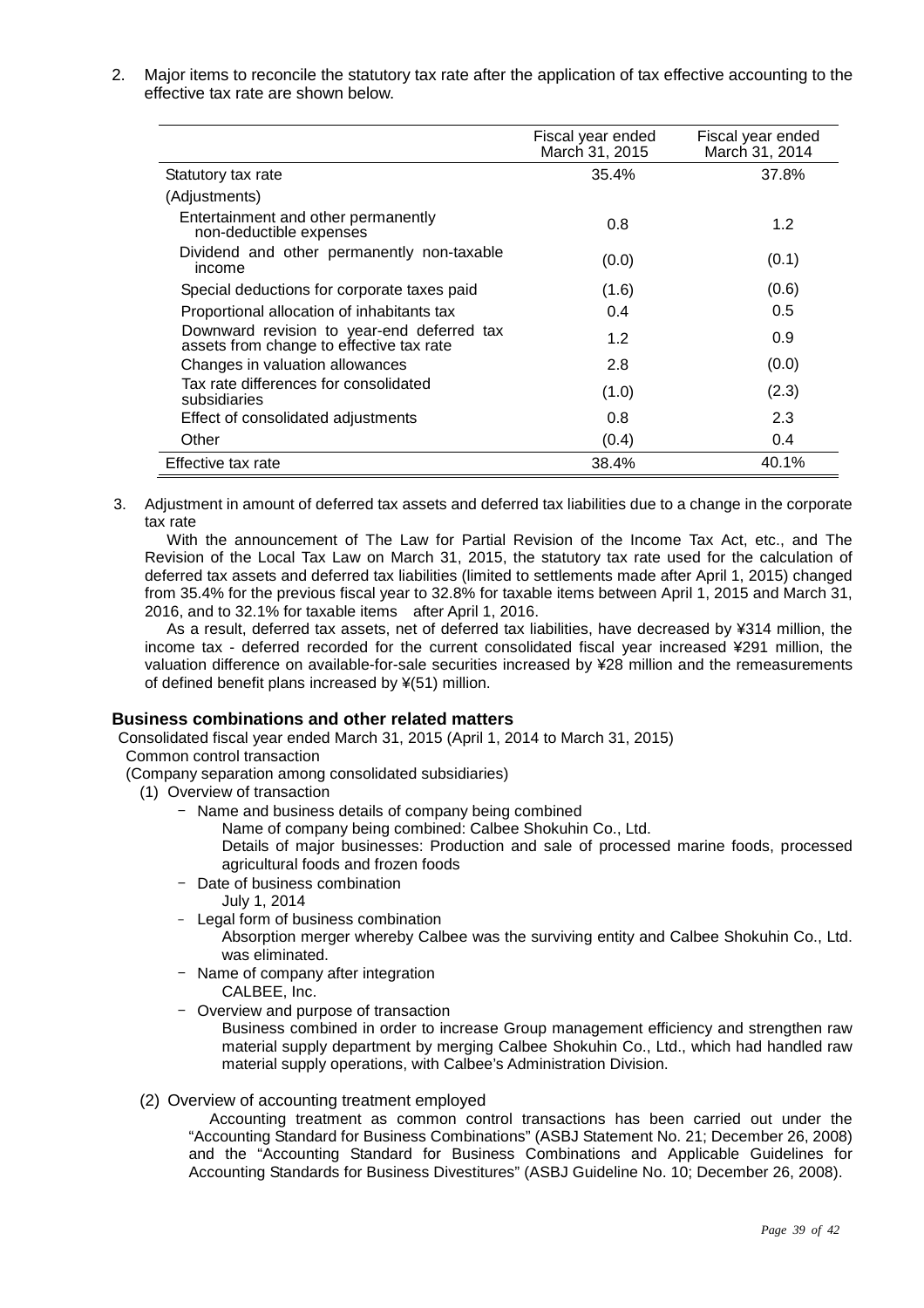2. Major items to reconcile the statutory tax rate after the application of tax effective accounting to the effective tax rate are shown below.

| | Fiscal year ended March 31, 2015 | Fiscal year ended March 31, 2014 |
|---|---|---|
| Statutory tax rate | 35.4% | 37.8% |
| (Adjustments) | | |
| Entertainment and other permanently non-deductible expenses | 0.8 | 1.2 |
| Dividend and other permanently non-taxable income | (0.0) | (0.1) |
| Special deductions for corporate taxes paid | (1.6) | (0.6) |
| Proportional allocation of inhabitants tax | 0.4 | 0.5 |
| Downward revision to year-end deferred tax assets from change to effective tax rate | 1.2 | 0.9 |
| Changes in valuation allowances | 2.8 | (0.0) |
| Tax rate differences for consolidated subsidiaries | (1.0) | (2.3) |
| Effect of consolidated adjustments | 0.8 | 2.3 |
| Other | (0.4) | 0.4 |
| Effective tax rate | 38.4% | 40.1% |

3. Adjustment in amount of deferred tax assets and deferred tax liabilities due to a change in the corporate tax rate

With the announcement of The Law for Partial Revision of the Income Tax Act, etc., and The Revision of the Local Tax Law on March 31, 2015, the statutory tax rate used for the calculation of deferred tax assets and deferred tax liabilities (limited to settlements made after April 1, 2015) changed from 35.4% for the previous fiscal year to 32.8% for taxable items between April 1, 2015 and March 31, 2016, and to 32.1% for taxable items after April 1, 2016.

As a result, deferred tax assets, net of deferred tax liabilities, have decreased by ¥314 million, the income tax - deferred recorded for the current consolidated fiscal year increased ¥291 million, the valuation difference on available-for-sale securities increased by ¥28 million and the remeasurements of defined benefit plans increased by ¥(51) million.

**Business combinations and other related matters**

Consolidated fiscal year ended March 31, 2015 (April 1, 2014 to March 31, 2015)

Common control transaction

(Company separation among consolidated subsidiaries)

(1) Overview of transaction

- Name and business details of company being combined
  Name of company being combined: Calbee Shokuhin Co., Ltd.
  Details of major businesses: Production and sale of processed marine foods, processed agricultural foods and frozen foods
- Date of business combination
  July 1, 2014
- Legal form of business combination
  Absorption merger whereby Calbee was the surviving entity and Calbee Shokuhin Co., Ltd. was eliminated.
- Name of company after integration
  CALBEE, Inc.
- Overview and purpose of transaction
  Business combined in order to increase Group management efficiency and strengthen raw material supply department by merging Calbee Shokuhin Co., Ltd., which had handled raw material supply operations, with Calbee's Administration Division.

(2) Overview of accounting treatment employed

Accounting treatment as common control transactions has been carried out under the "Accounting Standard for Business Combinations" (ASBJ Statement No. 21; December 26, 2008) and the "Accounting Standard for Business Combinations and Applicable Guidelines for Accounting Standards for Business Divestitures" (ASBJ Guideline No. 10; December 26, 2008).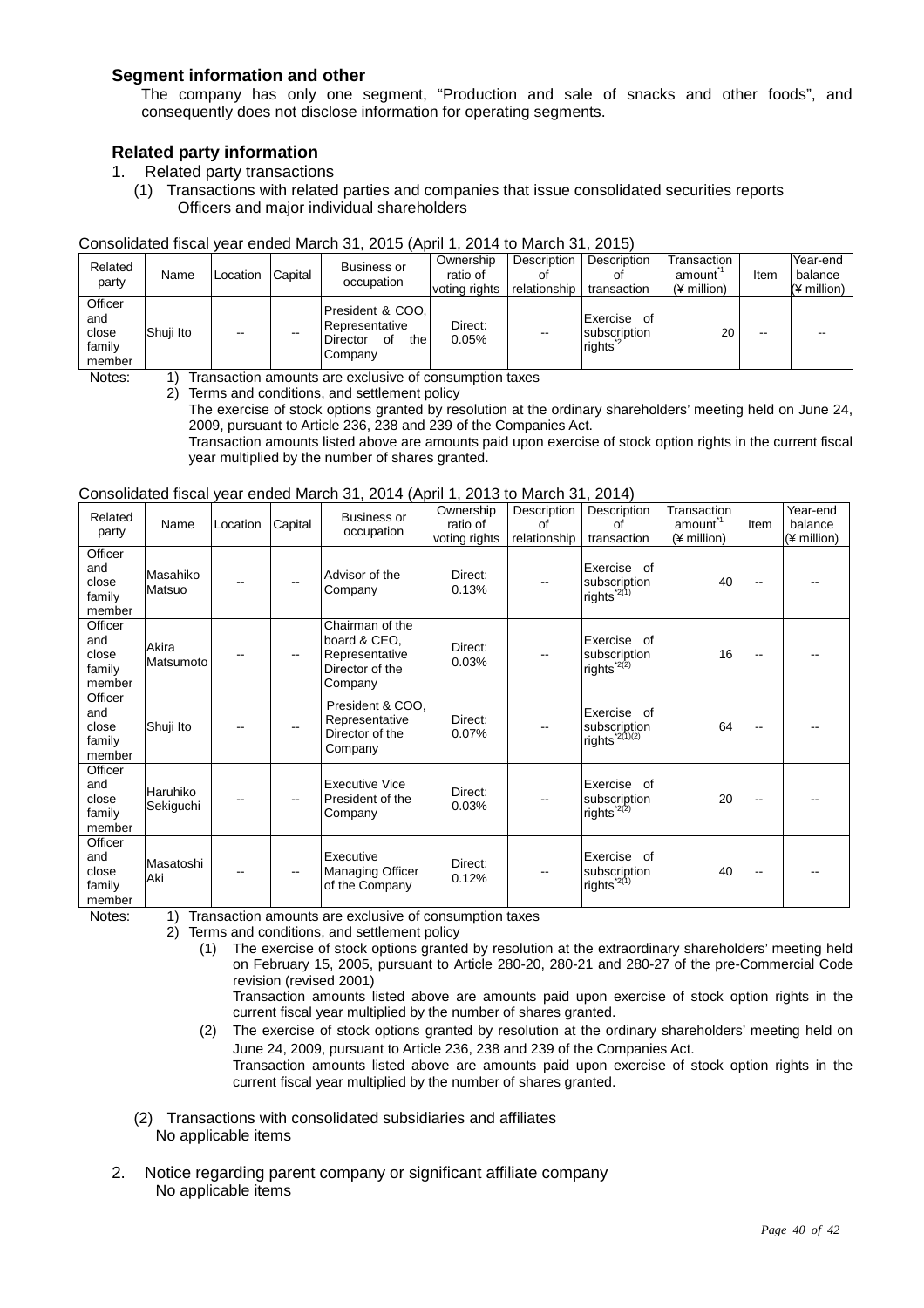### Segment information and other

The company has only one segment, "Production and sale of snacks and other foods", and consequently does not disclose information for operating segments.

### Related party information

1. Related party transactions
   (1) Transactions with related parties and companies that issue consolidated securities reports
       Officers and major individual shareholders

Consolidated fiscal year ended March 31, 2015 (April 1, 2014 to March 31, 2015)

| Related party | Name | Location | Capital | Business or occupation | Ownership ratio of voting rights | Description of relationship | Description of transaction | Transaction amount*1 (¥ million) | Item | Year-end balance (¥ million) |
|---|---|---|---|---|---|---|---|---|---|---|
| Officer and close family member | Shuji Ito | -- | -- | President & COO, Representative Director of the Company | Direct: 0.05% | -- | Exercise of subscription rights*2 | 20 | -- | -- |

Notes: 1) Transaction amounts are exclusive of consumption taxes
2) Terms and conditions, and settlement policy
The exercise of stock options granted by resolution at the ordinary shareholders' meeting held on June 24, 2009, pursuant to Article 236, 238 and 239 of the Companies Act.
Transaction amounts listed above are amounts paid upon exercise of stock option rights in the current fiscal year multiplied by the number of shares granted.

Consolidated fiscal year ended March 31, 2014 (April 1, 2013 to March 31, 2014)

| Related party | Name | Location | Capital | Business or occupation | Ownership ratio of voting rights | Description of relationship | Description of transaction | Transaction amount*1 (¥ million) | Item | Year-end balance (¥ million) |
|---|---|---|---|---|---|---|---|---|---|---|
| Officer and close family member | Masahiko Matsuo | -- | -- | Advisor of the Company | Direct: 0.13% | -- | Exercise of subscription rights*2(1) | 40 | -- | -- |
| Officer and close family member | Akira Matsumoto | -- | -- | Chairman of the board & CEO, Representative Director of the Company | Direct: 0.03% | -- | Exercise of subscription rights*2(2) | 16 | -- | -- |
| Officer and close family member | Shuji Ito | -- | -- | President & COO, Representative Director of the Company | Direct: 0.07% | -- | Exercise of subscription rights*2(1)(2) | 64 | -- | -- |
| Officer and close family member | Haruhiko Sekiguchi | -- | -- | Executive Vice President of the Company | Direct: 0.03% | -- | Exercise of subscription rights*2(2) | 20 | -- | -- |
| Officer and close family member | Masatoshi Aki | -- | -- | Executive Managing Officer of the Company | Direct: 0.12% | -- | Exercise of subscription rights*2(1) | 40 | -- | -- |

Notes: 1) Transaction amounts are exclusive of consumption taxes
2) Terms and conditions, and settlement policy
(1) The exercise of stock options granted by resolution at the extraordinary shareholders' meeting held on February 15, 2005, pursuant to Article 280-20, 280-21 and 280-27 of the pre-Commercial Code revision (revised 2001)
Transaction amounts listed above are amounts paid upon exercise of stock option rights in the current fiscal year multiplied by the number of shares granted.
(2) The exercise of stock options granted by resolution at the ordinary shareholders' meeting held on June 24, 2009, pursuant to Article 236, 238 and 239 of the Companies Act.
Transaction amounts listed above are amounts paid upon exercise of stock option rights in the current fiscal year multiplied by the number of shares granted.

(2) Transactions with consolidated subsidiaries and affiliates
No applicable items

2. Notice regarding parent company or significant affiliate company
No applicable items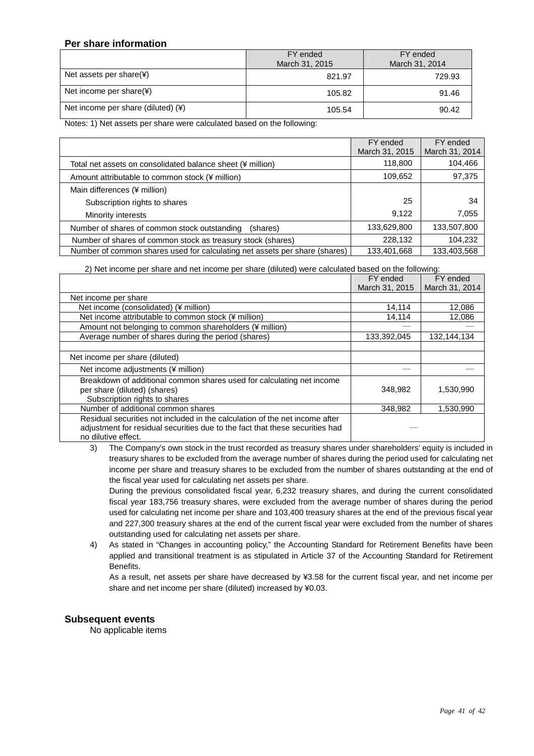## Per share information

| | FY ended March 31, 2015 | FY ended March 31, 2014 |
|---|---|---|
| Net assets per share(¥) | 821.97 | 729.93 |
| Net income per share(¥) | 105.82 | 91.46 |
| Net income per share (diluted) (¥) | 105.54 | 90.42 |

Notes: 1) Net assets per share were calculated based on the following:

| | FY ended March 31, 2015 | FY ended March 31, 2014 |
|---|---|---|
| Total net assets on consolidated balance sheet (¥ million) | 118,800 | 104,466 |
| Amount attributable to common stock (¥ million) | 109,652 | 97,375 |
| Main differences (¥ million) | | |
| Subscription rights to shares | 25 | 34 |
| Minority interests | 9,122 | 7,055 |
| Number of shares of common stock outstanding (shares) | 133,629,800 | 133,507,800 |
| Number of shares of common stock as treasury stock (shares) | 228,132 | 104,232 |
| Number of common shares used for calculating net assets per share (shares) | 133,401,668 | 133,403,568 |

2) Net income per share and net income per share (diluted) were calculated based on the following:

| | FY ended March 31, 2015 | FY ended March 31, 2014 |
|---|---|---|
| Net income per share | | |
| Net income (consolidated) (¥ million) | 14,114 | 12,086 |
| Net income attributable to common stock (¥ million) | 14,114 | 12,086 |
| Amount not belonging to common shareholders (¥ million) | — | — |
| Average number of shares during the period (shares) | 133,392,045 | 132,144,134 |
| | | |
| Net income per share (diluted) | | |
| Net income adjustments (¥ million) | — | — |
| Breakdown of additional common shares used for calculating net income per share (diluted) (shares) Subscription rights to shares | 348,982 | 1,530,990 |
| Number of additional common shares | 348,982 | 1,530,990 |
| Residual securities not included in the calculation of the net income after adjustment for residual securities due to the fact that these securities had no dilutive effect. | — | |

3) The Company's own stock in the trust recorded as treasury shares under shareholders' equity is included in treasury shares to be excluded from the average number of shares during the period used for calculating net income per share and treasury shares to be excluded from the number of shares outstanding at the end of the fiscal year used for calculating net assets per share.

During the previous consolidated fiscal year, 6,232 treasury shares, and during the current consolidated fiscal year 183,756 treasury shares, were excluded from the average number of shares during the period used for calculating net income per share and 103,400 treasury shares at the end of the previous fiscal year and 227,300 treasury shares at the end of the current fiscal year were excluded from the number of shares outstanding used for calculating net assets per share.

4) As stated in "Changes in accounting policy," the Accounting Standard for Retirement Benefits have been applied and transitional treatment is as stipulated in Article 37 of the Accounting Standard for Retirement Benefits.

As a result, net assets per share have decreased by ¥3.58 for the current fiscal year, and net income per share and net income per share (diluted) increased by ¥0.03.

## Subsequent events

No applicable items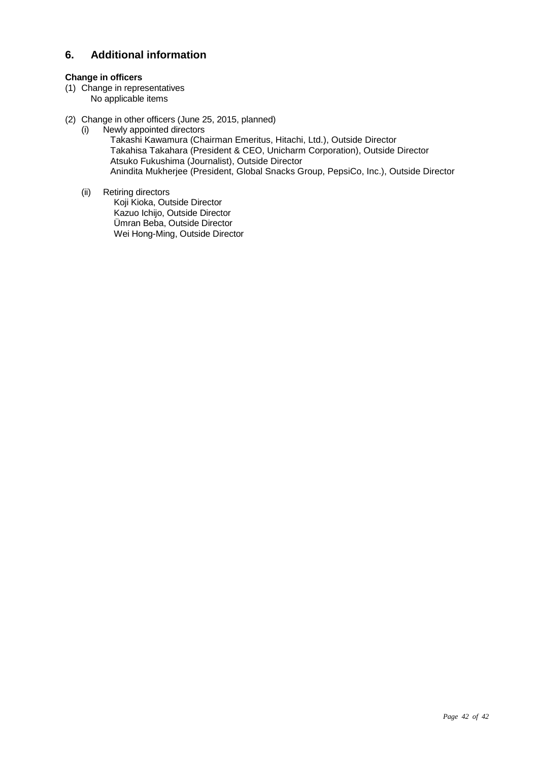## 6. Additional information

**Change in officers**

(1) Change in representatives

No applicable items

(2) Change in other officers (June 25, 2015, planned)

(i) Newly appointed directors

Takashi Kawamura (Chairman Emeritus, Hitachi, Ltd.), Outside Director
Takahisa Takahara (President & CEO, Unicharm Corporation), Outside Director
Atsuko Fukushima (Journalist), Outside Director
Anindita Mukherjee (President, Global Snacks Group, PepsiCo, Inc.), Outside Director

(ii) Retiring directors

Koji Kioka, Outside Director
Kazuo Ichijo, Outside Director
Ümran Beba, Outside Director
Wei Hong-Ming, Outside Director